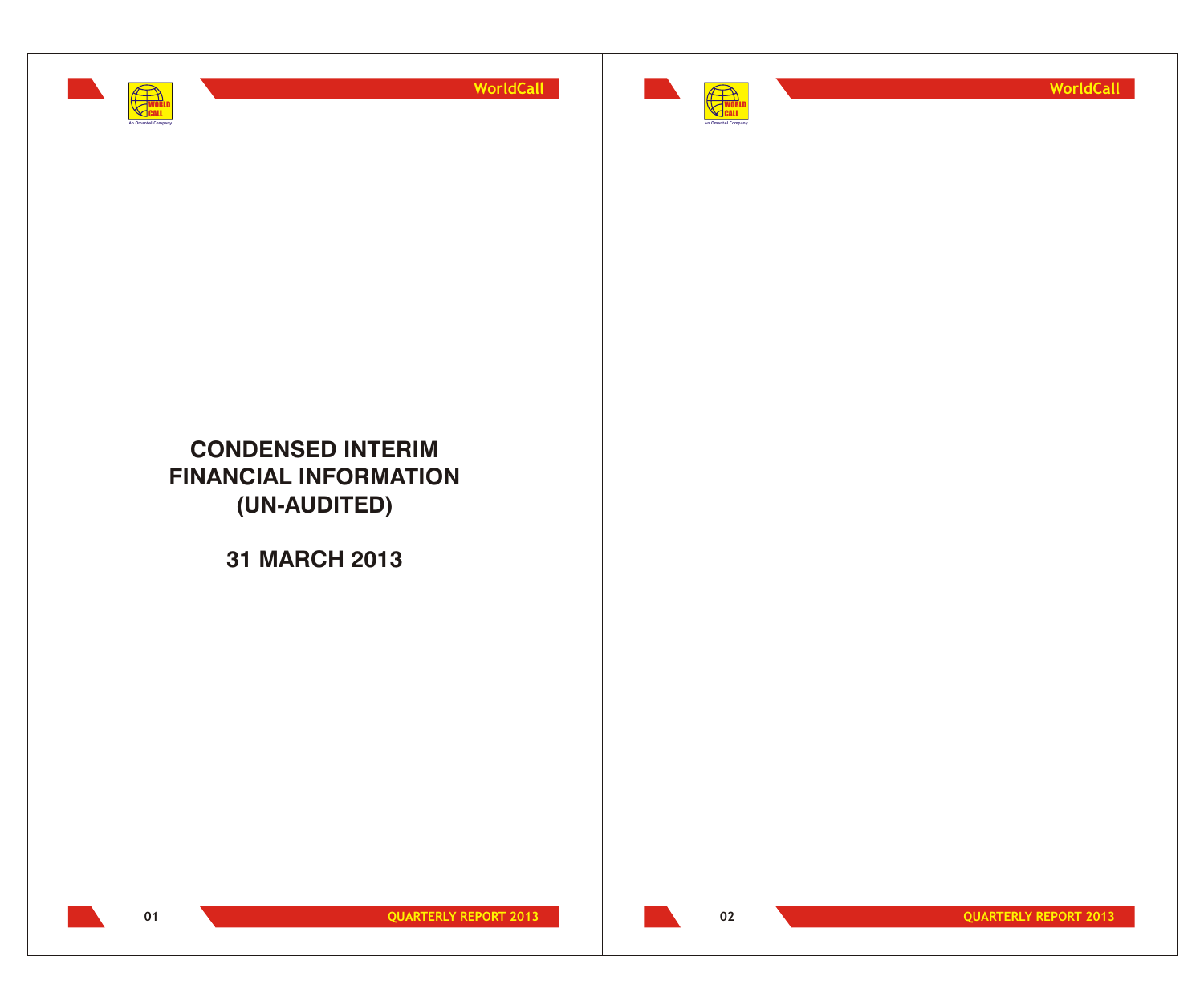# CONDENSED INTERIM FINANCIAL INFORMATION (UN-AUDITED)

## 31 MARCH 2013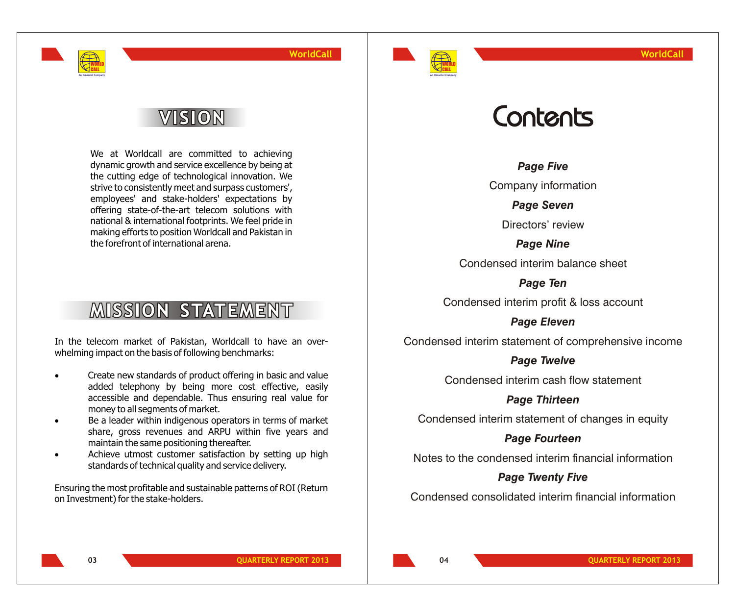# VISION

We at Worldcall are committed to achieving dynamic growth and service excellence by being at the cutting edge of technological innovation. We strive to consistently meet and surpass customers', employees' and stake-holders' expectations by offering state-of-the-art telecom solutions with national & international footprints. We feel pride in making efforts to position Worldcall and Pakistan in the forefront of international arena.

# MISSION STATEMENT

In the telecom market of Pakistan, Worldcall to have an over-whelming impact on the basis of following benchmarks:

- Create new standards of product offering in basic and value added telephony by being more cost effective, easily accessible and dependable. Thus ensuring real value for money to all segments of market.
- Be a leader within indigenous operators in terms of market share, gross revenues and ARPU within five years and maintain the same positioning thereafter.
- Achieve utmost customer satisfaction by setting up high standards of technical quality and service delivery.

Ensuring the most profitable and sustainable patterns of ROI (Return on Investment) for the stake-holders.

# Contents

***Page Five***

Company information

***Page Seven***

Directors' review

***Page Nine***

Condensed interim balance sheet

***Page Ten***

Condensed interim profit & loss account

***Page Eleven***

Condensed interim statement of comprehensive income

***Page Twelve***

Condensed interim cash flow statement

***Page Thirteen***

Condensed interim statement of changes in equity

***Page Fourteen***

Notes to the condensed interim financial information

***Page Twenty Five***

Condensed consolidated interim financial information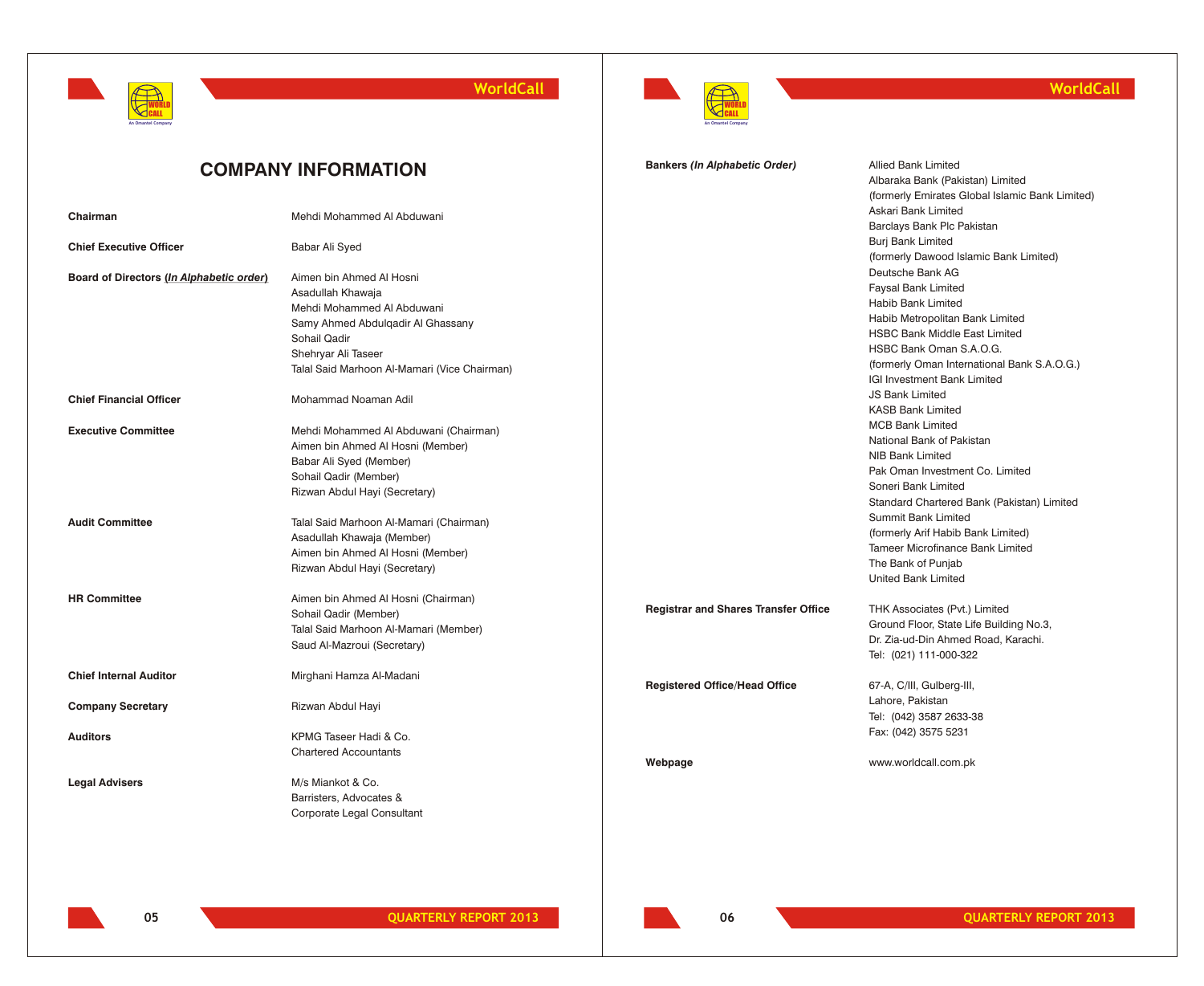# COMPANY INFORMATION

| | |
|---|---|
| **Chairman** | Mehdi Mohammed Al Abduwani |
| **Chief Executive Officer** | Babar Ali Syed |
| **Board of Directors (*In Alphabetic order*)** | Aimen bin Ahmed Al Hosni<br>Asadullah Khawaja<br>Mehdi Mohammed Al Abduwani<br>Samy Ahmed Abdulqadir Al Ghassany<br>Sohail Qadir<br>Shehryar Ali Taseer<br>Talal Said Marhoon Al-Mamari (Vice Chairman) |
| **Chief Financial Officer** | Mohammad Noaman Adil |
| **Executive Committee** | Mehdi Mohammed Al Abduwani (Chairman)<br>Aimen bin Ahmed Al Hosni (Member)<br>Babar Ali Syed (Member)<br>Sohail Qadir (Member)<br>Rizwan Abdul Hayi (Secretary) |
| **Audit Committee** | Talal Said Marhoon Al-Mamari (Chairman)<br>Asadullah Khawaja (Member)<br>Aimen bin Ahmed Al Hosni (Member)<br>Rizwan Abdul Hayi (Secretary) |
| **HR Committee** | Aimen bin Ahmed Al Hosni (Chairman)<br>Sohail Qadir (Member)<br>Talal Said Marhoon Al-Mamari (Member)<br>Saud Al-Mazroui (Secretary) |
| **Chief Internal Auditor** | Mirghani Hamza Al-Madani |
| **Company Secretary** | Rizwan Abdul Hayi |
| **Auditors** | KPMG Taseer Hadi & Co.<br>Chartered Accountants |
| **Legal Advisers** | M/s Miankot & Co.<br>Barristers, Advocates &<br>Corporate Legal Consultant |
| **Bankers (*In Alphabetic Order*)** | Allied Bank Limited<br>Albaraka Bank (Pakistan) Limited<br>(formerly Emirates Global Islamic Bank Limited)<br>Askari Bank Limited<br>Barclays Bank Plc Pakistan<br>Burj Bank Limited<br>(formerly Dawood Islamic Bank Limited)<br>Deutsche Bank AG<br>Faysal Bank Limited<br>Habib Bank Limited<br>Habib Metropolitan Bank Limited<br>HSBC Bank Middle East Limited<br>HSBC Bank Oman S.A.O.G.<br>(formerly Oman International Bank S.A.O.G.)<br>IGI Investment Bank Limited<br>JS Bank Limited<br>KASB Bank Limited<br>MCB Bank Limited<br>National Bank of Pakistan<br>NIB Bank Limited<br>Pak Oman Investment Co. Limited<br>Soneri Bank Limited<br>Standard Chartered Bank (Pakistan) Limited<br>Summit Bank Limited<br>(formerly Arif Habib Bank Limited)<br>Tameer Microfinance Bank Limited<br>The Bank of Punjab<br>United Bank Limited |
| **Registrar and Shares Transfer Office** | THK Associates (Pvt.) Limited<br>Ground Floor, State Life Building No.3,<br>Dr. Zia-ud-Din Ahmed Road, Karachi.<br>Tel: (021) 111-000-322 |
| **Registered Office/Head Office** | 67-A, C/III, Gulberg-III,<br>Lahore, Pakistan<br>Tel: (042) 3587 2633-38<br>Fax: (042) 3575 5231 |
| **Webpage** | www.worldcall.com.pk |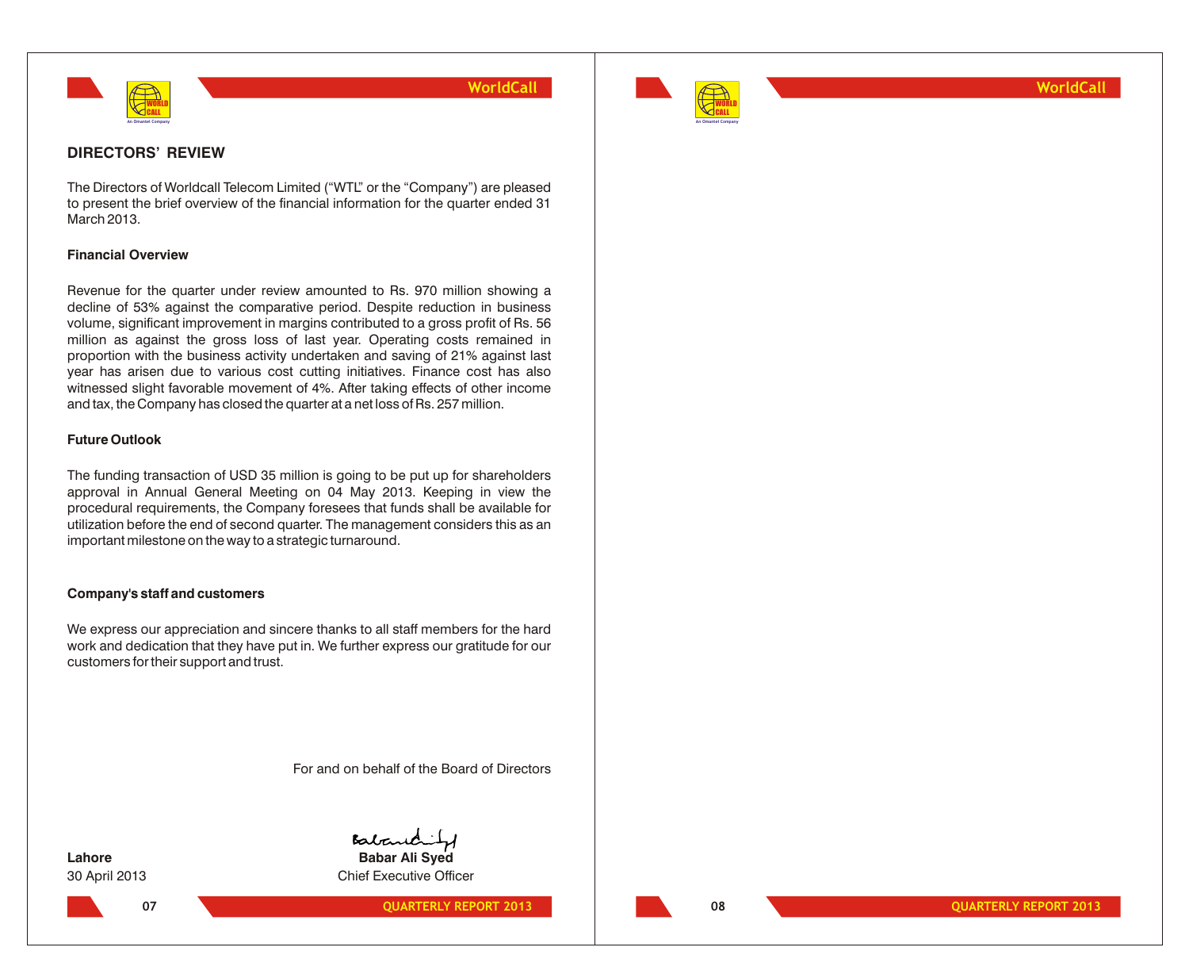## DIRECTORS' REVIEW

The Directors of Worldcall Telecom Limited ("WTL" or the "Company") are pleased to present the brief overview of the financial information for the quarter ended 31 March 2013.

### Financial Overview

Revenue for the quarter under review amounted to Rs. 970 million showing a decline of 53% against the comparative period. Despite reduction in business volume, significant improvement in margins contributed to a gross profit of Rs. 56 million as against the gross loss of last year. Operating costs remained in proportion with the business activity undertaken and saving of 21% against last year has arisen due to various cost cutting initiatives. Finance cost has also witnessed slight favorable movement of 4%. After taking effects of other income and tax, the Company has closed the quarter at a net loss of Rs. 257 million.

### Future Outlook

The funding transaction of USD 35 million is going to be put up for shareholders approval in Annual General Meeting on 04 May 2013. Keeping in view the procedural requirements, the Company foresees that funds shall be available for utilization before the end of second quarter. The management considers this as an important milestone on the way to a strategic turnaround.

### Company's staff and customers

We express our appreciation and sincere thanks to all staff members for the hard work and dedication that they have put in. We further express our gratitude for our customers for their support and trust.

For and on behalf of the Board of Directors

**Lahore**
30 April 2013

**Babar Ali Syed**
Chief Executive Officer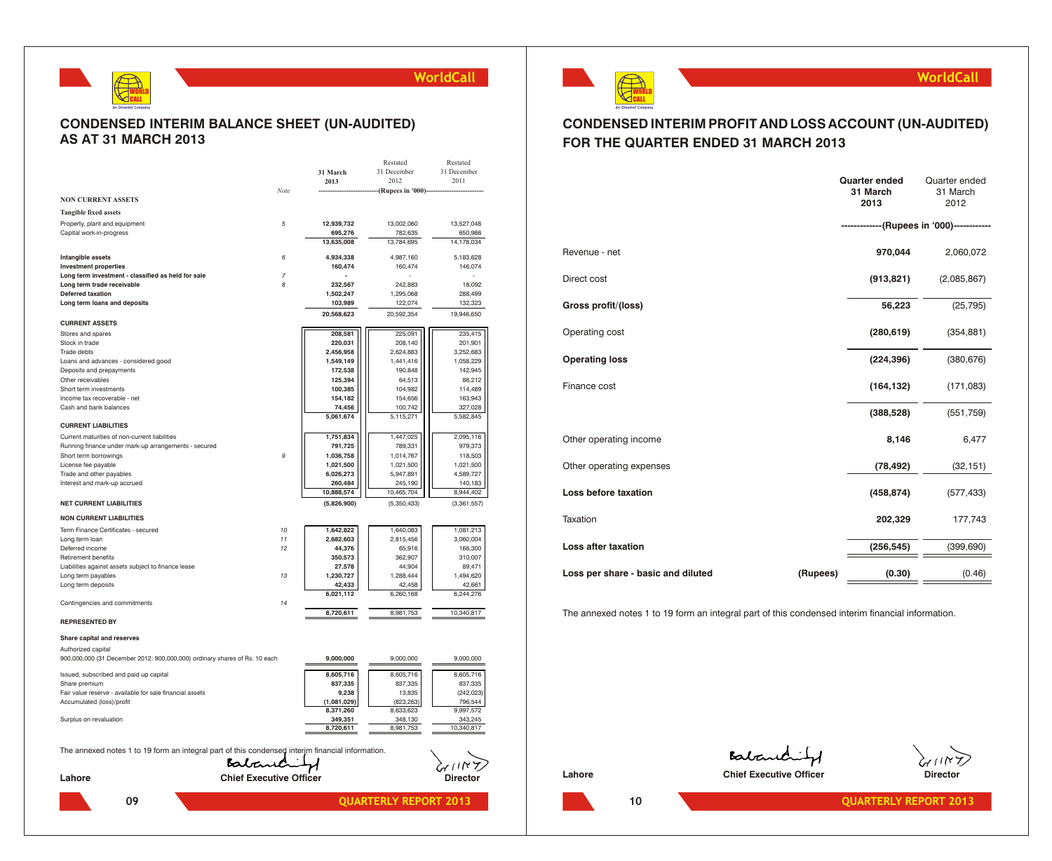## CONDENSED INTERIM BALANCE SHEET (UN-AUDITED) AS AT 31 MARCH 2013

| | Note | 31 March 2013 | Restated 31 December 2012 | Restated 31 December 2011 |
|---|---|---|---|---|
| | | -------------------------(Rupees in '000)------------------------- | | |
| **NON CURRENT ASSETS** | | | | |
| **Tangible fixed assets** | | | | |
| Property, plant and equipment | 5 | 12,939,732 | 13,002,060 | 13,527,048 |
| Capital work-in-progress | | 695,276 | 782,635 | 650,986 |
| | | 13,635,008 | 13,784,695 | 14,178,034 |
| **Intangible assets** | 6 | 4,934,338 | 4,987,160 | 5,183,628 |
| **Investment properties** | | 160,474 | 160,474 | 146,074 |
| **Long term investment - classified as held for sale** | 7 | - | - | - |
| **Long term trade receivable** | 8 | 232,567 | 242,883 | 18,092 |
| **Deferred taxation** | | 1,502,247 | 1,295,068 | 288,499 |
| **Long term loans and deposits** | | 103,989 | 122,074 | 132,323 |
| | | 20,568,623 | 20,592,354 | 19,946,650 |
| **CURRENT ASSETS** | | | | |
| Stores and spares | | 208,581 | 225,091 | 235,415 |
| Stock in trade | | 220,031 | 208,140 | 201,901 |
| Trade debts | | 2,456,958 | 2,624,883 | 3,252,683 |
| Loans and advances - considered good | | 1,549,149 | 1,441,416 | 1,058,229 |
| Deposits and prepayments | | 172,538 | 190,848 | 142,945 |
| Other receivables | | 125,394 | 64,513 | 86,212 |
| Short term investments | | 100,385 | 104,982 | 114,489 |
| Income tax recoverable - net | | 154,182 | 154,656 | 163,943 |
| Cash and bank balances | | 74,456 | 100,742 | 327,028 |
| | | 5,061,674 | 5,115,271 | 5,582,845 |
| **CURRENT LIABILITIES** | | | | |
| Current maturities of non-current liabilities | | 1,751,834 | 1,447,025 | 2,095,116 |
| Running finance under mark-up arrangements - secured | | 791,725 | 789,331 | 979,373 |
| Short term borrowings | 9 | 1,036,758 | 1,014,767 | 118,503 |
| License fee payable | | 1,021,500 | 1,021,500 | 1,021,500 |
| Trade and other payables | | 6,026,273 | 5,947,891 | 4,589,727 |
| Interest and mark-up accrued | | 260,484 | 245,190 | 140,183 |
| | | 10,888,574 | 10,465,704 | 8,944,402 |
| **NET CURRENT LIABILITIES** | | (5,826,900) | (5,350,433) | (3,361,557) |
| **NON CURRENT LIABILITIES** | | | | |
| Term Finance Certificates - secured | 10 | 1,642,822 | 1,640,083 | 1,081,213 |
| Long term loan | 11 | 2,682,603 | 2,815,456 | 3,060,004 |
| Deferred income | 12 | 44,376 | 65,916 | 166,300 |
| Retirement benefits | | 350,573 | 362,907 | 310,007 |
| Liabilities against assets subject to finance lease | | 27,578 | 44,904 | 89,471 |
| Long term payables | 13 | 1,230,727 | 1,288,444 | 1,494,620 |
| Long term deposits | | 42,433 | 42,458 | 42,661 |
| | | 6,021,112 | 6,260,168 | 6,244,276 |
| Contingencies and commitments | 14 | | | |
| | | 8,720,611 | 8,981,753 | 10,340,817 |
| **REPRESENTED BY** | | | | |
| **Share capital and reserves** | | | | |
| Authorized capital | | | | |
| 900,000,000 (31 December 2012: 900,000,000) ordinary shares of Rs. 10 each | | 9,000,000 | 9,000,000 | 9,000,000 |
| Issued, subscribed and paid up capital | | 8,605,716 | 8,605,716 | 8,605,716 |
| Share premium | | 837,335 | 837,335 | 837,335 |
| Fair value reserve - available for sale financial assets | | 9,238 | 13,835 | (242,023) |
| Accumulated (loss)/profit | | (1,081,029) | (823,263) | 796,544 |
| | | 8,371,260 | 8,633,623 | 9,997,572 |
| Surplus on revaluation | | 349,351 | 348,130 | 343,245 |
| | | 8,720,611 | 8,981,753 | 10,340,817 |

The annexed notes 1 to 19 form an integral part of this condensed interim financial information.

**Lahore** **Chief Executive Officer** **Director**

## CONDENSED INTERIM PROFIT AND LOSS ACCOUNT (UN-AUDITED) FOR THE QUARTER ENDED 31 MARCH 2013

| | | Quarter ended 31 March 2013 | Quarter ended 31 March 2012 |
|---|---|---|---|
| | | -------------(Rupees in '000)------------ | |
| Revenue - net | | 970,044 | 2,060,072 |
| Direct cost | | (913,821) | (2,085,867) |
| **Gross profit/(loss)** | | 56,223 | (25,795) |
| Operating cost | | (280,619) | (354,881) |
| **Operating loss** | | (224,396) | (380,676) |
| Finance cost | | (164,132) | (171,083) |
| | | (388,528) | (551,759) |
| Other operating income | | 8,146 | 6,477 |
| Other operating expenses | | (78,492) | (32,151) |
| **Loss before taxation** | | (458,874) | (577,433) |
| Taxation | | 202,329 | 177,743 |
| **Loss after taxation** | | (256,545) | (399,690) |
| **Loss per share - basic and diluted** | (Rupees) | (0.30) | (0.46) |

The annexed notes 1 to 19 form an integral part of this condensed interim financial information.

**Lahore** **Chief Executive Officer** **Director**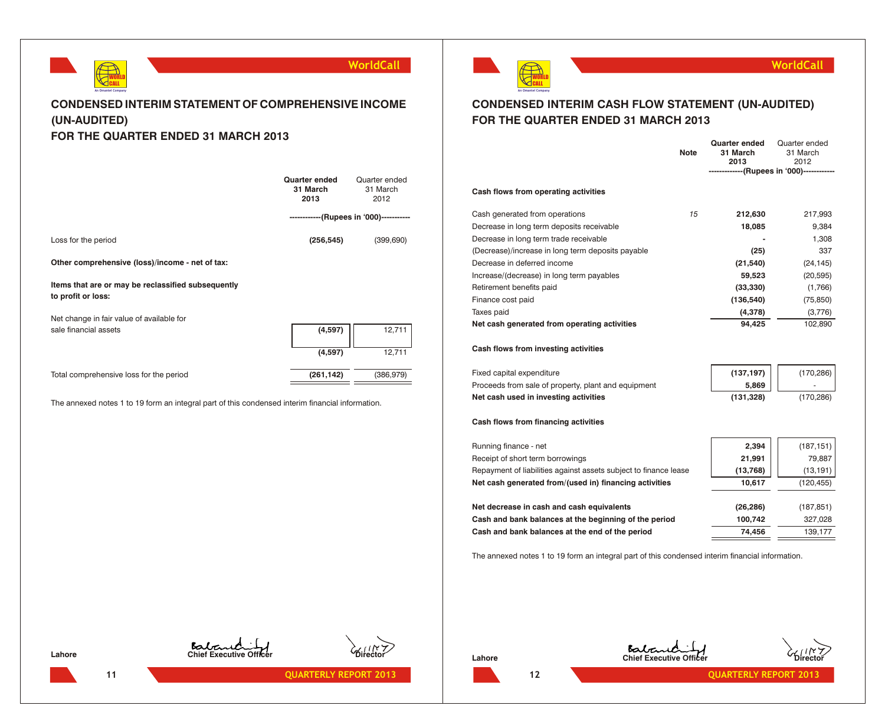## CONDENSED INTERIM STATEMENT OF COMPREHENSIVE INCOME (UN-AUDITED) FOR THE QUARTER ENDED 31 MARCH 2013

| | Quarter ended 31 March 2013 | Quarter ended 31 March 2012 |
|---|---|---|
| | ------------(Rupees in '000)---------- | |
| Loss for the period | **(256,545)** | (399,690) |
| **Other comprehensive (loss)/income - net of tax:** | | |
| **Items that are or may be reclassified subsequently to profit or loss:** | | |
| Net change in fair value of available for sale financial assets | **(4,597)** | 12,711 |
| | **(4,597)** | 12,711 |
| Total comprehensive loss for the period | **(261,142)** | (386,979) |

The annexed notes 1 to 19 form an integral part of this condensed interim financial information.

Lahore

Chief Executive Officer

Director

## CONDENSED INTERIM CASH FLOW STATEMENT (UN-AUDITED) FOR THE QUARTER ENDED 31 MARCH 2013

| | Note | Quarter ended 31 March 2013 | Quarter ended 31 March 2012 |
|---|---|---|---|
| | | -------------(Rupees in '000)------------ | |
| **Cash flows from operating activities** | | | |
| Cash generated from operations | 15 | **212,630** | 217,993 |
| Decrease in long term deposits receivable | | **18,085** | 9,384 |
| Decrease in long term trade receivable | | **-** | 1,308 |
| (Decrease)/increase in long term deposits payable | | **(25)** | 337 |
| Decrease in deferred income | | **(21,540)** | (24,145) |
| Increase/(decrease) in long term payables | | **59,523** | (20,595) |
| Retirement benefits paid | | **(33,330)** | (1,766) |
| Finance cost paid | | **(136,540)** | (75,850) |
| Taxes paid | | **(4,378)** | (3,776) |
| **Net cash generated from operating activities** | | **94,425** | 102,890 |
| **Cash flows from investing activities** | | | |
| Fixed capital expenditure | | **(137,197)** | (170,286) |
| Proceeds from sale of property, plant and equipment | | **5,869** | - |
| **Net cash used in investing activities** | | **(131,328)** | (170,286) |
| **Cash flows from financing activities** | | | |
| Running finance - net | | **2,394** | (187,151) |
| Receipt of short term borrowings | | **21,991** | 79,887 |
| Repayment of liabilities against assets subject to finance lease | | **(13,768)** | (13,191) |
| **Net cash generated from/(used in) financing activities** | | **10,617** | (120,455) |
| **Net decrease in cash and cash equivalents** | | **(26,286)** | (187,851) |
| **Cash and bank balances at the beginning of the period** | | **100,742** | 327,028 |
| **Cash and bank balances at the end of the period** | | **74,456** | 139,177 |

The annexed notes 1 to 19 form an integral part of this condensed interim financial information.

Lahore

Chief Executive Officer

Director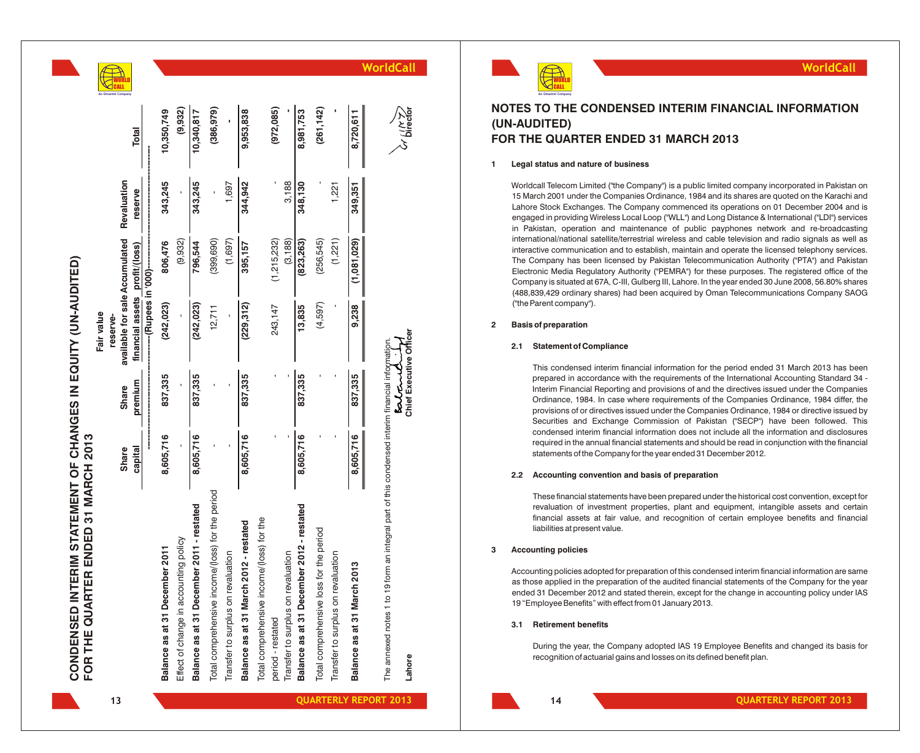# CONDENSED INTERIM STATEMENT OF CHANGES IN EQUITY (UN-AUDITED)
# FOR THE QUARTER ENDED 31 MARCH 2013

| | Share capital | Share premium | Fair value reserve- available for sale financial assets | Accumulated profit/(loss) | Revaluation reserve | Total |
|---|---|---|---|---|---|---|
| | ----------------------------- | ---------------------------(Rupees in '000) | --------------------------- | | | |
| **Balance as at 31 December 2011** | **8,605,716** | **837,335** | **(242,023)** | **806,476** | **343,245** | **10,350,749** |
| Effect of change in accounting policy | - | - | - | (9,932) | - | **(9,932)** |
| **Balance as at 31 December 2011 - restated** | **8,605,716** | **837,335** | **(242,023)** | **796,544** | **343,245** | **10,340,817** |
| Total comprehensive income/(loss) for the period | - | - | 12,711 | (399,690) | - | **(386,979)** |
| Transfer to surplus on revaluation | - | - | - | (1,697) | 1,697 | **-** |
| **Balance as at 31 March 2012 - restated** | **8,605,716** | **837,335** | **(229,312)** | **395,157** | **344,942** | **9,953,838** |
| Total comprehensive income/(loss) for the period - restated | - | - | 243,147 | (1,215,232) | - | **(972,085)** |
| Transfer to surplus on revaluation | - | - | - | (3,188) | 3,188 | **-** |
| **Balance as at 31 December 2012 - restated** | **8,605,716** | **837,335** | **13,835** | **(823,263)** | **348,130** | **8,981,753** |
| Total comprehensive loss for the period | - | - | (4,597) | (256,545) | - | **(261,142)** |
| Transfer to surplus on revaluation | - | - | - | (1,221) | 1,221 | **-** |
| **Balance as at 31 March 2013** | **8,605,716** | **837,335** | **9,238** | **(1,081,029)** | **349,351** | **8,720,611** |

The annexed notes 1 to 19 form an integral part of this condensed interim financial information.

**Lahore**

**Chief Executive Officer**

**Director**

# NOTES TO THE CONDENSED INTERIM FINANCIAL INFORMATION (UN-AUDITED) FOR THE QUARTER ENDED 31 MARCH 2013

## 1 Legal status and nature of business

Worldcall Telecom Limited ("the Company") is a public limited company incorporated in Pakistan on 15 March 2001 under the Companies Ordinance, 1984 and its shares are quoted on the Karachi and Lahore Stock Exchanges. The Company commenced its operations on 01 December 2004 and is engaged in providing Wireless Local Loop ("WLL") and Long Distance & International ("LDI") services in Pakistan, operation and maintenance of public payphones network and re-broadcasting international/national satellite/terrestrial wireless and cable television and radio signals as well as interactive communication and to establish, maintain and operate the licensed telephony services. The Company has been licensed by Pakistan Telecommunication Authority ("PTA") and Pakistan Electronic Media Regulatory Authority ("PEMRA") for these purposes. The registered office of the Company is situated at 67A, C-III, Gulberg III, Lahore. In the year ended 30 June 2008, 56.80% shares (488,839,429 ordinary shares) had been acquired by Oman Telecommunications Company SAOG ("the Parent company").

## 2 Basis of preparation

### 2.1 Statement of Compliance

This condensed interim financial information for the period ended 31 March 2013 has been prepared in accordance with the requirements of the International Accounting Standard 34 - Interim Financial Reporting and provisions of and the directives issued under the Companies Ordinance, 1984. In case where requirements of the Companies Ordinance, 1984 differ, the provisions of or directives issued under the Companies Ordinance, 1984 or directive issued by Securities and Exchange Commission of Pakistan ("SECP") have been followed. This condensed interim financial information does not include all the information and disclosures required in the annual financial statements and should be read in conjunction with the financial statements of the Company for the year ended 31 December 2012.

### 2.2 Accounting convention and basis of preparation

These financial statements have been prepared under the historical cost convention, except for revaluation of investment properties, plant and equipment, intangible assets and certain financial assets at fair value, and recognition of certain employee benefits and financial liabilities at present value.

## 3 Accounting policies

Accounting policies adopted for preparation of this condensed interim financial information are same as those applied in the preparation of the audited financial statements of the Company for the year ended 31 December 2012 and stated therein, except for the change in accounting policy under IAS 19 "Employee Benefits" with effect from 01 January 2013.

### 3.1 Retirement benefits

During the year, the Company adopted IAS 19 Employee Benefits and changed its basis for recognition of actuarial gains and losses on its defined benefit plan.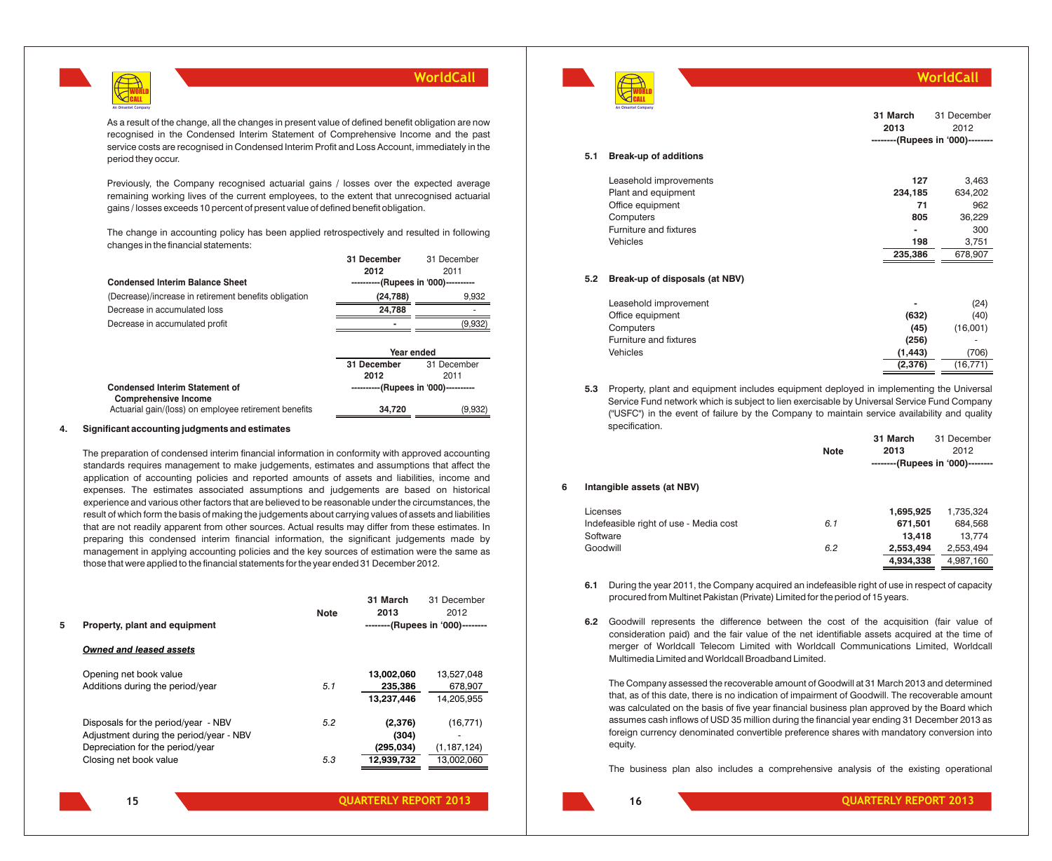As a result of the change, all the changes in present value of defined benefit obligation are now recognised in the Condensed Interim Statement of Comprehensive Income and the past service costs are recognised in Condensed Interim Profit and Loss Account, immediately in the period they occur.

Previously, the Company recognised actuarial gains / losses over the expected average remaining working lives of the current employees, to the extent that unrecognised actuarial gains / losses exceeds 10 percent of present value of defined benefit obligation.

The change in accounting policy has been applied retrospectively and resulted in following changes in the financial statements:

| | 31 December 2012 | 31 December 2011 |
|---|---|---|
| **Condensed Interim Balance Sheet** | ----------(Rupees in '000)---------- | |
| (Decrease)/increase in retirement benefits obligation | **(24,788)** | 9,932 |
| Decrease in accumulated loss | **24,788** | - |
| Decrease in accumulated profit | **-** | (9,932) |

| | Year ended | |
|---|---|---|
| | 31 December 2012 | 31 December 2011 |
| **Condensed Interim Statement of Comprehensive Income** | ----------(Rupees in '000)---------- | |
| Actuarial gain/(loss) on employee retirement benefits | **34,720** | (9,932) |

## 4. Significant accounting judgments and estimates

The preparation of condensed interim financial information in conformity with approved accounting standards requires management to make judgements, estimates and assumptions that affect the application of accounting policies and reported amounts of assets and liabilities, income and expenses. The estimates associated assumptions and judgements are based on historical experience and various other factors that are believed to be reasonable under the circumstances, the result of which form the basis of making the judgements about carrying values of assets and liabilities that are not readily apparent from other sources. Actual results may differ from these estimates. In preparing this condensed interim financial information, the significant judgements made by management in applying accounting policies and the key sources of estimation were the same as those that were applied to the financial statements for the year ended 31 December 2012.

## 5 Property, plant and equipment

| | Note | 31 March 2013 | 31 December 2012 |
|---|---|---|---|
| | | --------(Rupees in '000)-------- | |
| ***Owned and leased assets*** | | | |
| Opening net book value | | **13,002,060** | 13,527,048 |
| Additions during the period/year | 5.1 | **235,386** | 678,907 |
| | | **13,237,446** | 14,205,955 |
| Disposals for the period/year - NBV | 5.2 | **(2,376)** | (16,771) |
| Adjustment during the period/year - NBV | | **(304)** | - |
| Depreciation for the period/year | | **(295,034)** | (1,187,124) |
| Closing net book value | 5.3 | **12,939,732** | 13,002,060 |

| | 31 March 2013 | 31 December 2012 |
|---|---|---|
| | --------(Rupees in '000)-------- | |
| **5.1 Break-up of additions** | | |
| Leasehold improvements | **127** | 3,463 |
| Plant and equipment | **234,185** | 634,202 |
| Office equipment | **71** | 962 |
| Computers | **805** | 36,229 |
| Furniture and fixtures | **-** | 300 |
| Vehicles | **198** | 3,751 |
| | **235,386** | 678,907 |
| **5.2 Break-up of disposals (at NBV)** | | |
| Leasehold improvement | **-** | (24) |
| Office equipment | **(632)** | (40) |
| Computers | **(45)** | (16,001) |
| Furniture and fixtures | **(256)** | - |
| Vehicles | **(1,443)** | (706) |
| | **(2,376)** | (16,771) |

**5.3** Property, plant and equipment includes equipment deployed in implementing the Universal Service Fund network which is subject to lien exercisable by Universal Service Fund Company ("USFC") in the event of failure by the Company to maintain service availability and quality specification.

## 6 Intangible assets (at NBV)

| | Note | 31 March 2013 | 31 December 2012 |
|---|---|---|---|
| | | --------(Rupees in '000)-------- | |
| Licenses | | **1,695,925** | 1,735,324 |
| Indefeasible right of use - Media cost | 6.1 | **671,501** | 684,568 |
| Software | | **13,418** | 13,774 |
| Goodwill | 6.2 | **2,553,494** | 2,553,494 |
| | | **4,934,338** | 4,987,160 |

**6.1** During the year 2011, the Company acquired an indefeasible right of use in respect of capacity procured from Multinet Pakistan (Private) Limited for the period of 15 years.

**6.2** Goodwill represents the difference between the cost of the acquisition (fair value of consideration paid) and the fair value of the net identifiable assets acquired at the time of merger of Worldcall Telecom Limited with Worldcall Communications Limited, Worldcall Multimedia Limited and Worldcall Broadband Limited.

The Company assessed the recoverable amount of Goodwill at 31 March 2013 and determined that, as of this date, there is no indication of impairment of Goodwill. The recoverable amount was calculated on the basis of five year financial business plan approved by the Board which assumes cash inflows of USD 35 million during the financial year ending 31 December 2013 as foreign currency denominated convertible preference shares with mandatory conversion into equity.

The business plan also includes a comprehensive analysis of the existing operational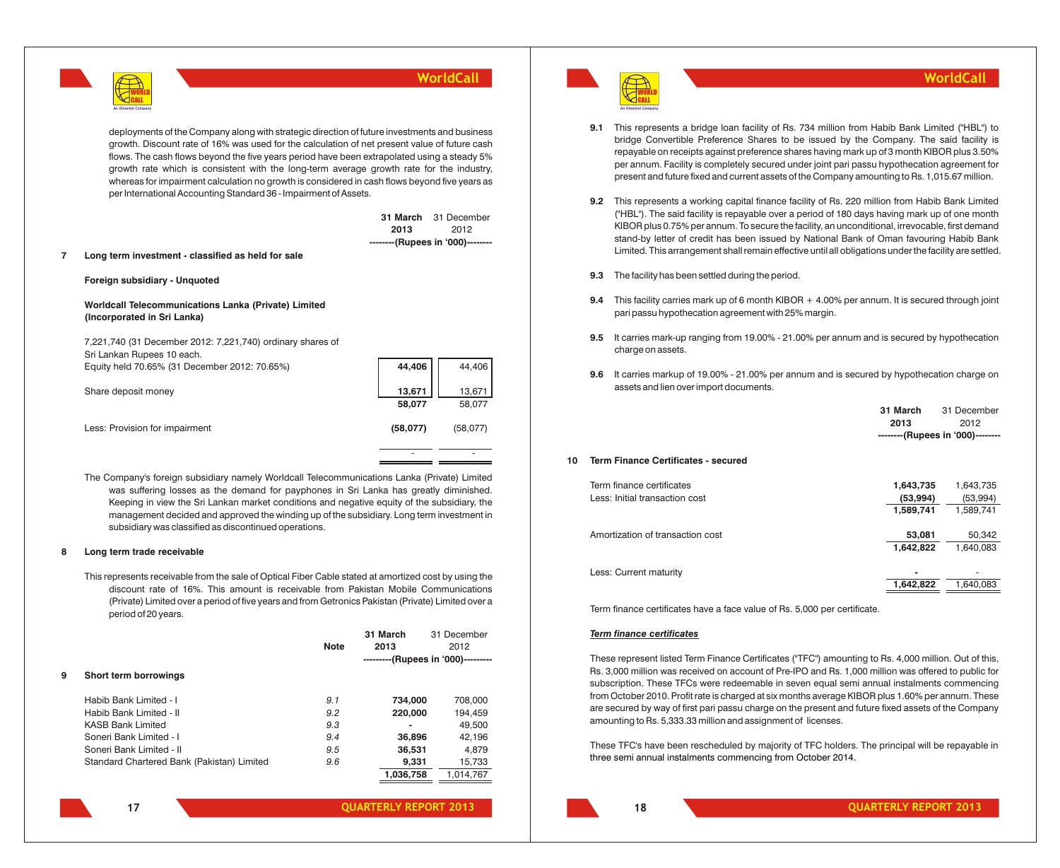deployments of the Company along with strategic direction of future investments and business growth. Discount rate of 16% was used for the calculation of net present value of future cash flows. The cash flows beyond the five years period have been extrapolated using a steady 5% growth rate which is consistent with the long-term average growth rate for the industry, whereas for impairment calculation no growth is considered in cash flows beyond five years as per International Accounting Standard 36 - Impairment of Assets.

| | 31 March 2013 | 31 December 2012 |
|---|---|---|
| | --------(Rupees in '000)-------- | |
| **7 Long term investment - classified as held for sale** | | |
| **Foreign subsidiary - Unquoted** | | |
| **Worldcall Telecommunications Lanka (Private) Limited (Incorporated in Sri Lanka)** | | |
| 7,221,740 (31 December 2012: 7,221,740) ordinary shares of Sri Lankan Rupees 10 each. Equity held 70.65% (31 December 2012: 70.65%) | 44,406 | 44,406 |
| Share deposit money | 13,671 | 13,671 |
| | 58,077 | 58,077 |
| Less: Provision for impairment | (58,077) | (58,077) |
| | - | - |

The Company's foreign subsidiary namely Worldcall Telecommunications Lanka (Private) Limited was suffering losses as the demand for payphones in Sri Lanka has greatly diminished. Keeping in view the Sri Lankan market conditions and negative equity of the subsidiary, the management decided and approved the winding up of the subsidiary. Long term investment in subsidiary was classified as discontinued operations.

**8 Long term trade receivable**

This represents receivable from the sale of Optical Fiber Cable stated at amortized cost by using the discount rate of 16%. This amount is receivable from Pakistan Mobile Communications (Private) Limited over a period of five years and from Getronics Pakistan (Private) Limited over a period of 20 years.

| | Note | 31 March 2013 | 31 December 2012 |
|---|---|---|---|
| | | ---------(Rupees in '000)--------- | |
| **9 Short term borrowings** | | | |
| Habib Bank Limited - I | 9.1 | 734,000 | 708,000 |
| Habib Bank Limited - II | 9.2 | 220,000 | 194,459 |
| KASB Bank Limited | 9.3 | - | 49,500 |
| Soneri Bank Limited - I | 9.4 | 36,896 | 42,196 |
| Soneri Bank Limited - II | 9.5 | 36,531 | 4,879 |
| Standard Chartered Bank (Pakistan) Limited | 9.6 | 9,331 | 15,733 |
| | | 1,036,758 | 1,014,767 |

**9.1** This represents a bridge loan facility of Rs. 734 million from Habib Bank Limited ("HBL") to bridge Convertible Preference Shares to be issued by the Company. The said facility is repayable on receipts against preference shares having mark up of 3 month KIBOR plus 3.50% per annum. Facility is completely secured under joint pari passu hypothecation agreement for present and future fixed and current assets of the Company amounting to Rs. 1,015.67 million.

**9.2** This represents a working capital finance facility of Rs. 220 million from Habib Bank Limited ("HBL"). The said facility is repayable over a period of 180 days having mark up of one month KIBOR plus 0.75% per annum. To secure the facility, an unconditional, irrevocable, first demand stand-by letter of credit has been issued by National Bank of Oman favouring Habib Bank Limited. This arrangement shall remain effective until all obligations under the facility are settled.

**9.3** The facility has been settled during the period.

**9.4** This facility carries mark up of 6 month KIBOR + 4.00% per annum. It is secured through joint pari passu hypothecation agreement with 25% margin.

**9.5** It carries mark-up ranging from 19.00% - 21.00% per annum and is secured by hypothecation charge on assets.

**9.6** It carries markup of 19.00% - 21.00% per annum and is secured by hypothecation charge on assets and lien over import documents.

| | 31 March 2013 | 31 December 2012 |
|---|---|---|
| | --------(Rupees in '000)-------- | |
| **10 Term Finance Certificates - secured** | | |
| Term finance certificates | 1,643,735 | 1,643,735 |
| Less: Initial transaction cost | (53,994) | (53,994) |
| | 1,589,741 | 1,589,741 |
| Amortization of transaction cost | 53,081 | 50,342 |
| | 1,642,822 | 1,640,083 |
| Less: Current maturity | - | - |
| | 1,642,822 | 1,640,083 |

Term finance certificates have a face value of Rs. 5,000 per certificate.

***Term finance certificates***

These represent listed Term Finance Certificates ("TFC") amounting to Rs. 4,000 million. Out of this, Rs. 3,000 million was received on account of Pre-IPO and Rs. 1,000 million was offered to public for subscription. These TFCs were redeemable in seven equal semi annual instalments commencing from October 2010. Profit rate is charged at six months average KIBOR plus 1.60% per annum. These are secured by way of first pari passu charge on the present and future fixed assets of the Company amounting to Rs. 5,333.33 million and assignment of licenses.

These TFC's have been rescheduled by majority of TFC holders. The principal will be repayable in three semi annual instalments commencing from October 2014.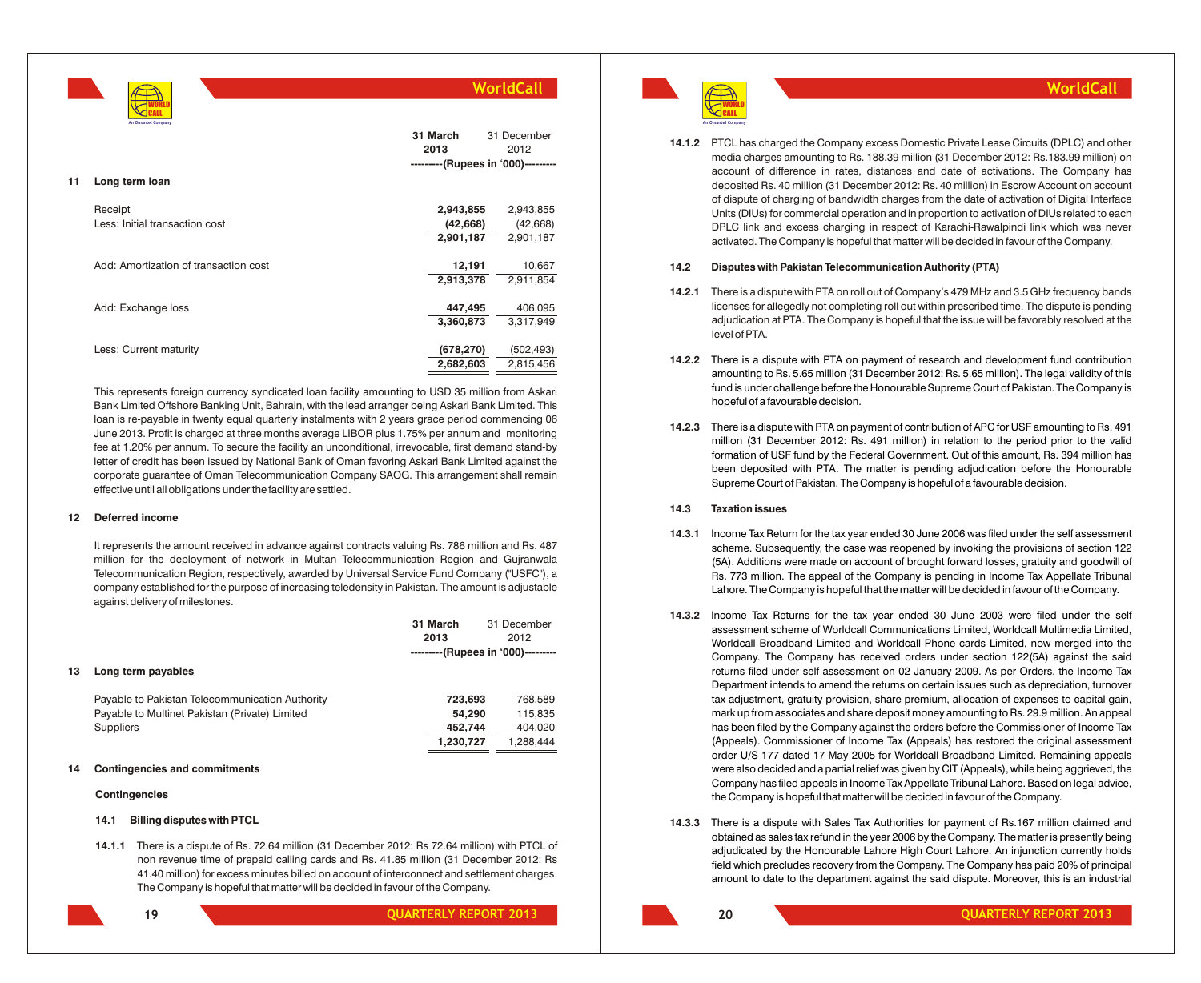## 11 Long term loan

| | 31 March 2013 | 31 December 2012 |
|---|---|---|
| | ---------(Rupees in '000)--------- | |
| Receipt | **2,943,855** | 2,943,855 |
| Less: Initial transaction cost | **(42,668)** | (42,668) |
| | **2,901,187** | 2,901,187 |
| Add: Amortization of transaction cost | **12,191** | 10,667 |
| | **2,913,378** | 2,911,854 |
| Add: Exchange loss | **447,495** | 406,095 |
| | **3,360,873** | 3,317,949 |
| Less: Current maturity | **(678,270)** | (502,493) |
| | **2,682,603** | 2,815,456 |

This represents foreign currency syndicated loan facility amounting to USD 35 million from Askari Bank Limited Offshore Banking Unit, Bahrain, with the lead arranger being Askari Bank Limited. This loan is re-payable in twenty equal quarterly instalments with 2 years grace period commencing 06 June 2013. Profit is charged at three months average LIBOR plus 1.75% per annum and monitoring fee at 1.20% per annum. To secure the facility an unconditional, irrevocable, first demand stand-by letter of credit has been issued by National Bank of Oman favoring Askari Bank Limited against the corporate guarantee of Oman Telecommunication Company SAOG. This arrangement shall remain effective until all obligations under the facility are settled.

## 12 Deferred income

It represents the amount received in advance against contracts valuing Rs. 786 million and Rs. 487 million for the deployment of network in Multan Telecommunication Region and Gujranwala Telecommunication Region, respectively, awarded by Universal Service Fund Company ("USFC"), a company established for the purpose of increasing teledensity in Pakistan. The amount is adjustable against delivery of milestones.

## 13 Long term payables

| | 31 March 2013 | 31 December 2012 |
|---|---|---|
| | ---------(Rupees in '000)--------- | |
| Payable to Pakistan Telecommunication Authority | **723,693** | 768,589 |
| Payable to Multinet Pakistan (Private) Limited | **54,290** | 115,835 |
| Suppliers | **452,744** | 404,020 |
| | **1,230,727** | 1,288,444 |

## 14 Contingencies and commitments

**Contingencies**

**14.1 Billing disputes with PTCL**

**14.1.1** There is a dispute of Rs. 72.64 million (31 December 2012: Rs 72.64 million) with PTCL of non revenue time of prepaid calling cards and Rs. 41.85 million (31 December 2012: Rs 41.40 million) for excess minutes billed on account of interconnect and settlement charges. The Company is hopeful that matter will be decided in favour of the Company.

**14.1.2** PTCL has charged the Company excess Domestic Private Lease Circuits (DPLC) and other media charges amounting to Rs. 188.39 million (31 December 2012: Rs.183.99 million) on account of difference in rates, distances and date of activations. The Company has deposited Rs. 40 million (31 December 2012: Rs. 40 million) in Escrow Account on account of dispute of charging of bandwidth charges from the date of activation of Digital Interface Units (DIUs) for commercial operation and in proportion to activation of DIUs related to each DPLC link and excess charging in respect of Karachi-Rawalpindi link which was never activated. The Company is hopeful that matter will be decided in favour of the Company.

**14.2 Disputes with Pakistan Telecommunication Authority (PTA)**

**14.2.1** There is a dispute with PTA on roll out of Company's 479 MHz and 3.5 GHz frequency bands licenses for allegedly not completing roll out within prescribed time. The dispute is pending adjudication at PTA. The Company is hopeful that the issue will be favorably resolved at the level of PTA.

**14.2.2** There is a dispute with PTA on payment of research and development fund contribution amounting to Rs. 5.65 million (31 December 2012: Rs. 5.65 million). The legal validity of this fund is under challenge before the Honourable Supreme Court of Pakistan. The Company is hopeful of a favourable decision.

**14.2.3** There is a dispute with PTA on payment of contribution of APC for USF amounting to Rs. 491 million (31 December 2012: Rs. 491 million) in relation to the period prior to the valid formation of USF fund by the Federal Government. Out of this amount, Rs. 394 million has been deposited with PTA. The matter is pending adjudication before the Honourable Supreme Court of Pakistan. The Company is hopeful of a favourable decision.

**14.3 Taxation issues**

**14.3.1** Income Tax Return for the tax year ended 30 June 2006 was filed under the self assessment scheme. Subsequently, the case was reopened by invoking the provisions of section 122 (5A). Additions were made on account of brought forward losses, gratuity and goodwill of Rs. 773 million. The appeal of the Company is pending in Income Tax Appellate Tribunal Lahore. The Company is hopeful that the matter will be decided in favour of the Company.

**14.3.2** Income Tax Returns for the tax year ended 30 June 2003 were filed under the self assessment scheme of Worldcall Communications Limited, Worldcall Multimedia Limited, Worldcall Broadband Limited and Worldcall Phone cards Limited, now merged into the Company. The Company has received orders under section 122(5A) against the said returns filed under self assessment on 02 January 2009. As per Orders, the Income Tax Department intends to amend the returns on certain issues such as depreciation, turnover tax adjustment, gratuity provision, share premium, allocation of expenses to capital gain, mark up from associates and share deposit money amounting to Rs. 29.9 million. An appeal has been filed by the Company against the orders before the Commissioner of Income Tax (Appeals). Commissioner of Income Tax (Appeals) has restored the original assessment order U/S 177 dated 17 May 2005 for Worldcall Broadband Limited. Remaining appeals were also decided and a partial relief was given by CIT (Appeals), while being aggrieved, the Company has filed appeals in Income Tax Appellate Tribunal Lahore. Based on legal advice, the Company is hopeful that matter will be decided in favour of the Company.

**14.3.3** There is a dispute with Sales Tax Authorities for payment of Rs.167 million claimed and obtained as sales tax refund in the year 2006 by the Company. The matter is presently being adjudicated by the Honourable Lahore High Court Lahore. An injunction currently holds field which precludes recovery from the Company. The Company has paid 20% of principal amount to date to the department against the said dispute. Moreover, this is an industrial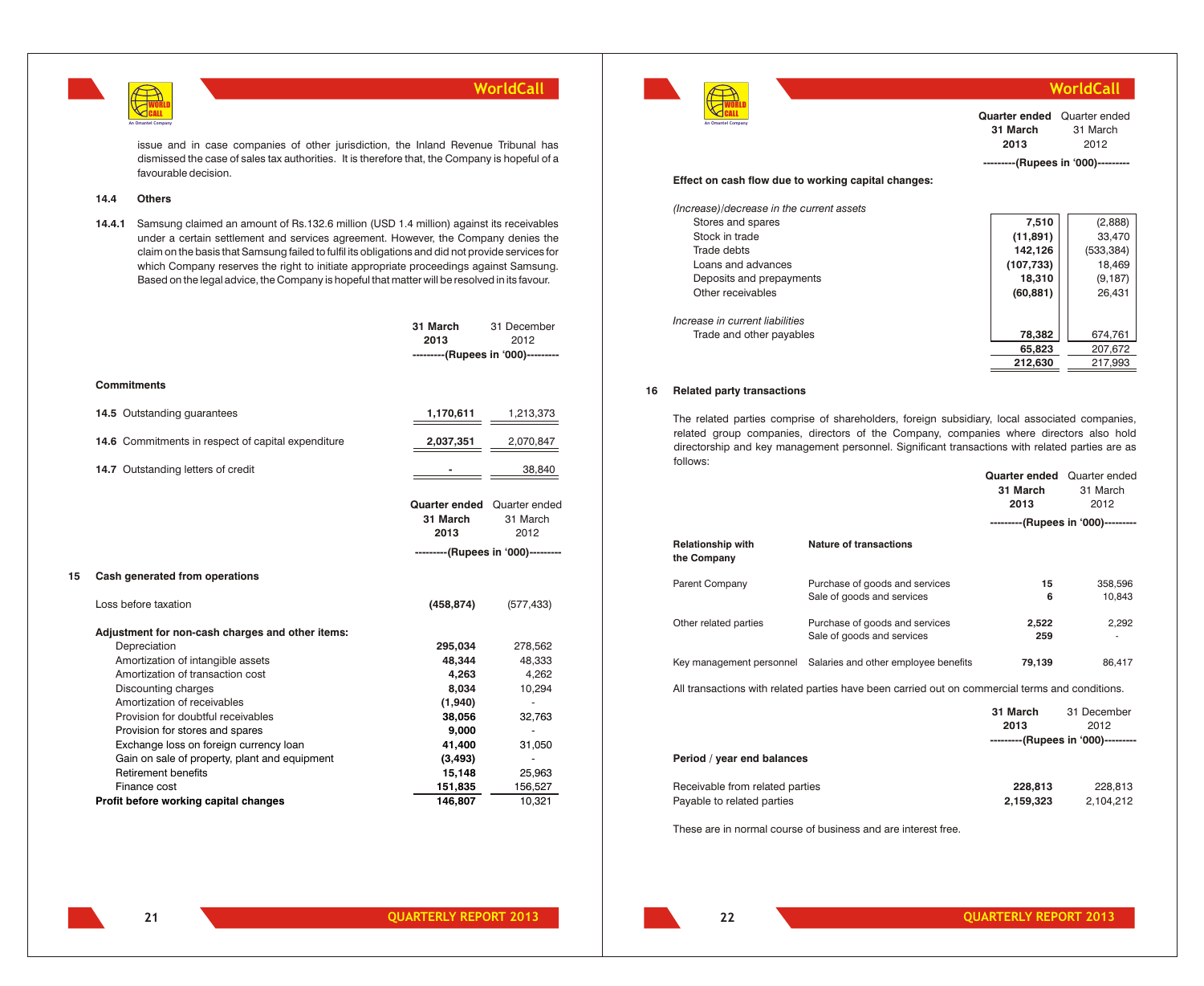issue and in case companies of other jurisdiction, the Inland Revenue Tribunal has dismissed the case of sales tax authorities. It is therefore that, the Company is hopeful of a favourable decision.

**14.4 Others**

**14.4.1** Samsung claimed an amount of Rs.132.6 million (USD 1.4 million) against its receivables under a certain settlement and services agreement. However, the Company denies the claim on the basis that Samsung failed to fulfil its obligations and did not provide services for which Company reserves the right to initiate appropriate proceedings against Samsung. Based on the legal advice, the Company is hopeful that matter will be resolved in its favour.

| | 31 March 2013 | 31 December 2012 |
|---|---|---|
| | ---------(Rupees in '000)--------- | |
| **Commitments** | | |
| **14.5** Outstanding guarantees | **1,170,611** | 1,213,373 |
| **14.6** Commitments in respect of capital expenditure | **2,037,351** | 2,070,847 |
| **14.7** Outstanding letters of credit | **-** | 38,840 |

| | Quarter ended 31 March 2013 | Quarter ended 31 March 2012 |
|---|---|---|
| | ---------(Rupees in '000)--------- | |
| **15 Cash generated from operations** | | |
| Loss before taxation | **(458,874)** | (577,433) |
| **Adjustment for non-cash charges and other items:** | | |
| Depreciation | **295,034** | 278,562 |
| Amortization of intangible assets | **48,344** | 48,333 |
| Amortization of transaction cost | **4,263** | 4,262 |
| Discounting charges | **8,034** | 10,294 |
| Amortization of receivables | **(1,940)** | - |
| Provision for doubtful receivables | **38,056** | 32,763 |
| Provision for stores and spares | **9,000** | - |
| Exchange loss on foreign currency loan | **41,400** | 31,050 |
| Gain on sale of property, plant and equipment | **(3,493)** | - |
| Retirement benefits | **15,148** | 25,963 |
| Finance cost | **151,835** | 156,527 |
| **Profit before working capital changes** | **146,807** | 10,321 |

| | Quarter ended 31 March 2013 | Quarter ended 31 March 2012 |
|---|---|---|
| | ---------(Rupees in '000)--------- | |
| **Effect on cash flow due to working capital changes:** | | |
| *(Increase)/decrease in the current assets* | | |
| Stores and spares | **7,510** | (2,888) |
| Stock in trade | **(11,891)** | 33,470 |
| Trade debts | **142,126** | (533,384) |
| Loans and advances | **(107,733)** | 18,469 |
| Deposits and prepayments | **18,310** | (9,187) |
| Other receivables | **(60,881)** | 26,431 |
| *Increase in current liabilities* | | |
| Trade and other payables | **78,382** | 674,761 |
| | **65,823** | 207,672 |
| | **212,630** | 217,993 |

**16 Related party transactions**

The related parties comprise of shareholders, foreign subsidiary, local associated companies, related group companies, directors of the Company, companies where directors also hold directorship and key management personnel. Significant transactions with related parties are as follows:

| Relationship with the Company | Nature of transactions | Quarter ended 31 March 2013 | Quarter ended 31 March 2012 |
|---|---|---|---|
| | | ---------(Rupees in '000)--------- | |
| Parent Company | Purchase of goods and services | **15** | 358,596 |
| | Sale of goods and services | **6** | 10,843 |
| Other related parties | Purchase of goods and services | **2,522** | 2,292 |
| | Sale of goods and services | **259** | - |
| Key management personnel | Salaries and other employee benefits | **79,139** | 86,417 |

All transactions with related parties have been carried out on commercial terms and conditions.

| | 31 March 2013 | 31 December 2012 |
|---|---|---|
| | ---------(Rupees in '000)--------- | |
| **Period / year end balances** | | |
| Receivable from related parties | **228,813** | 228,813 |
| Payable to related parties | **2,159,323** | 2,104,212 |

These are in normal course of business and are interest free.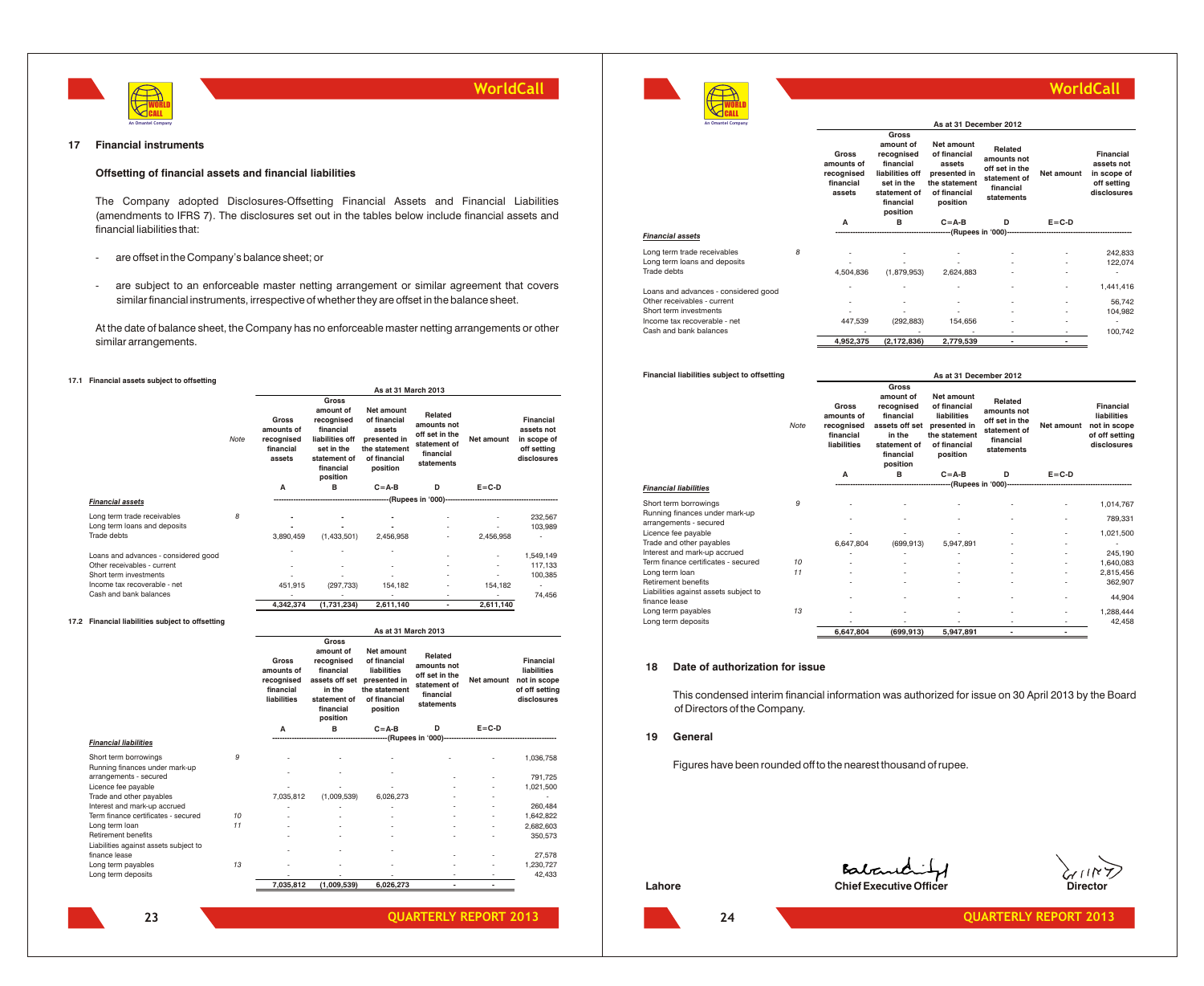## 17 Financial instruments

### Offsetting of financial assets and financial liabilities

The Company adopted Disclosures-Offsetting Financial Assets and Financial Liabilities (amendments to IFRS 7). The disclosures set out in the tables below include financial assets and financial liabilities that:

- are offset in the Company's balance sheet; or
- are subject to an enforceable master netting arrangement or similar agreement that covers similar financial instruments, irrespective of whether they are offset in the balance sheet.

At the date of balance sheet, the Company has no enforceable master netting arrangements or other similar arrangements.

**17.1 Financial assets subject to offsetting**

| | Note | As at 31 March 2013 | | | | | |
|---|---|---|---|---|---|---|---|
| | | Gross amounts of recognised financial assets | Gross amount of recognised financial liabilities off set in the statement of financial position | Net amount of financial assets presented in the statement of financial position | Related amounts not off set in the statement of financial statements | Net amount | Financial assets not in scope off setting disclosures |
| | | A | B | C=A-B | D | E=C-D | |
| | | (Rupees in '000) | | | | | |
| ***Financial assets*** | | | | | | | |
| Long term trade receivables | 8 | - | - | - | - | - | 232,567 |
| Long term loans and deposits | | - | - | - | - | - | 103,989 |
| Trade debts | | 3,890,459 | (1,433,501) | 2,456,958 | - | 2,456,958 | - |
| Loans and advances - considered good | | - | - | - | - | - | 1,549,149 |
| Other receivables - current | | - | - | - | - | - | 117,133 |
| Short term investments | | - | - | - | - | - | 100,385 |
| Income tax recoverable - net | | 451,915 | (297,733) | 154,182 | - | 154,182 | - |
| Cash and bank balances | | - | - | - | - | - | 74,456 |
| | | 4,342,374 | (1,731,234) | 2,611,140 | - | 2,611,140 | |

**17.2 Financial liabilities subject to offsetting**

| | Note | As at 31 March 2013 | | | | | |
|---|---|---|---|---|---|---|---|
| | | Gross amounts of recognised financial liabilities | Gross amount of recognised financial assets off set in the statement of financial position | Net amount of financial liabilities presented in the statement of financial position | Related amounts not off set in the statement of financial statements | Net amount | Financial liabilities not in scope of off setting disclosures |
| | | A | B | C=A-B | D | E=C-D | |
| | | (Rupees in '000) | | | | | |
| ***Financial liabilities*** | | | | | | | |
| Short term borrowings | 9 | - | - | - | - | - | 1,036,758 |
| Running finances under mark-up arrangements - secured | | - | - | - | - | - | 791,725 |
| Licence fee payable | | - | - | - | - | - | 1,021,500 |
| Trade and other payables | | 7,035,812 | (1,009,539) | 6,026,273 | - | - | - |
| Interest and mark-up accrued | | - | - | - | - | - | 260,484 |
| Term finance certificates - secured | 10 | - | - | - | - | - | 1,642,822 |
| Long term loan | 11 | - | - | - | - | - | 2,682,603 |
| Retirement benefits | | - | - | - | - | - | 350,573 |
| Liabilities against assets subject to finance lease | | - | - | - | - | - | 27,578 |
| Long term payables | 13 | - | - | - | - | - | 1,230,727 |
| Long term deposits | | - | - | - | - | - | 42,433 |
| | | 7,035,812 | (1,009,539) | 6,026,273 | - | - | |

| | Note | As at 31 December 2012 | | | | | |
|---|---|---|---|---|---|---|---|
| | | Gross amounts of recognised financial assets | Gross amount of recognised financial liabilities off set in the statement of financial position | Net amount of financial assets presented in the statement of financial position | Related amounts not off set in the statement of financial statements | Net amount | Financial assets not in scope of off setting disclosures |
| | | A | B | C=A-B | D | E=C-D | |
| | | (Rupees in '000) | | | | | |
| ***Financial assets*** | | | | | | | |
| Long term trade receivables | 8 | - | - | - | - | - | 242,833 |
| Long term loans and deposits | | - | - | - | - | - | 122,074 |
| Trade debts | | 4,504,836 | (1,879,953) | 2,624,883 | - | - | - |
| Loans and advances - considered good | | - | - | - | - | - | 1,441,416 |
| Other receivables - current | | - | - | - | - | - | 56,742 |
| Short term investments | | - | - | - | - | - | 104,982 |
| Income tax recoverable - net | | 447,539 | (292,883) | 154,656 | - | - | - |
| Cash and bank balances | | - | - | - | - | - | 100,742 |
| | | 4,952,375 | (2,172,836) | 2,779,539 | - | - | |

**Financial liabilities subject to offsetting**

| | Note | As at 31 December 2012 | | | | | |
|---|---|---|---|---|---|---|---|
| | | Gross amounts of recognised financial liabilities | Gross amount of recognised financial assets off set in the statement of financial position | Net amount of financial liabilities presented in the statement of financial position | Related amounts not off set in the statement of financial statements | Net amount | Financial liabilities not in scope of off setting disclosures |
| | | A | B | C=A-B | D | E=C-D | |
| | | (Rupees in '000) | | | | | |
| ***Financial liabilities*** | | | | | | | |
| Short term borrowings | 9 | - | - | - | - | - | 1,014,767 |
| Running finances under mark-up arrangements - secured | | - | - | - | - | - | 789,331 |
| Licence fee payable | | - | - | - | - | - | 1,021,500 |
| Trade and other payables | | 6,647,804 | (699,913) | 5,947,891 | - | - | - |
| Interest and mark-up accrued | | - | - | - | - | - | 245,190 |
| Term finance certificates - secured | 10 | - | - | - | - | - | 1,640,083 |
| Long term loan | 11 | - | - | - | - | - | 2,815,456 |
| Retirement benefits | | - | - | - | - | - | 362,907 |
| Liabilities against assets subject to finance lease | | - | - | - | - | - | 44,904 |
| Long term payables | 13 | - | - | - | - | - | 1,288,444 |
| Long term deposits | | - | - | - | - | - | 42,458 |
| | | 6,647,804 | (699,913) | 5,947,891 | - | - | |

## 18 Date of authorization for issue

This condensed interim financial information was authorized for issue on 30 April 2013 by the Board of Directors of the Company.

## 19 General

Figures have been rounded off to the nearest thousand of rupee.

Lahore

**Chief Executive Officer**

**Director**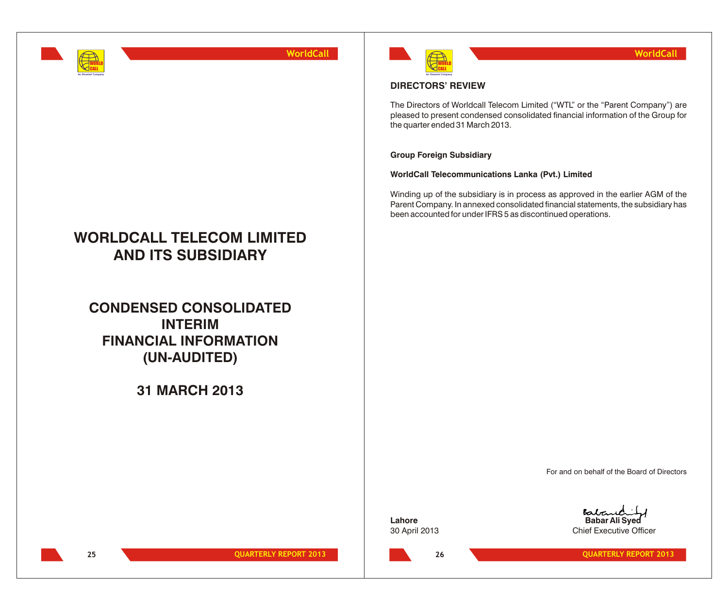# WORLDCALL TELECOM LIMITED AND ITS SUBSIDIARY

## CONDENSED CONSOLIDATED INTERIM FINANCIAL INFORMATION (UN-AUDITED)

## 31 MARCH 2013

## DIRECTORS' REVIEW

The Directors of Worldcall Telecom Limited ("WTL" or the "Parent Company") are pleased to present condensed consolidated financial information of the Group for the quarter ended 31 March 2013.

**Group Foreign Subsidiary**

**WorldCall Telecommunications Lanka (Pvt.) Limited**

Winding up of the subsidiary is in process as approved in the earlier AGM of the Parent Company. In annexed consolidated financial statements, the subsidiary has been accounted for under IFRS 5 as discontinued operations.

For and on behalf of the Board of Directors

**Lahore**
30 April 2013

**Babar Ali Syed**
Chief Executive Officer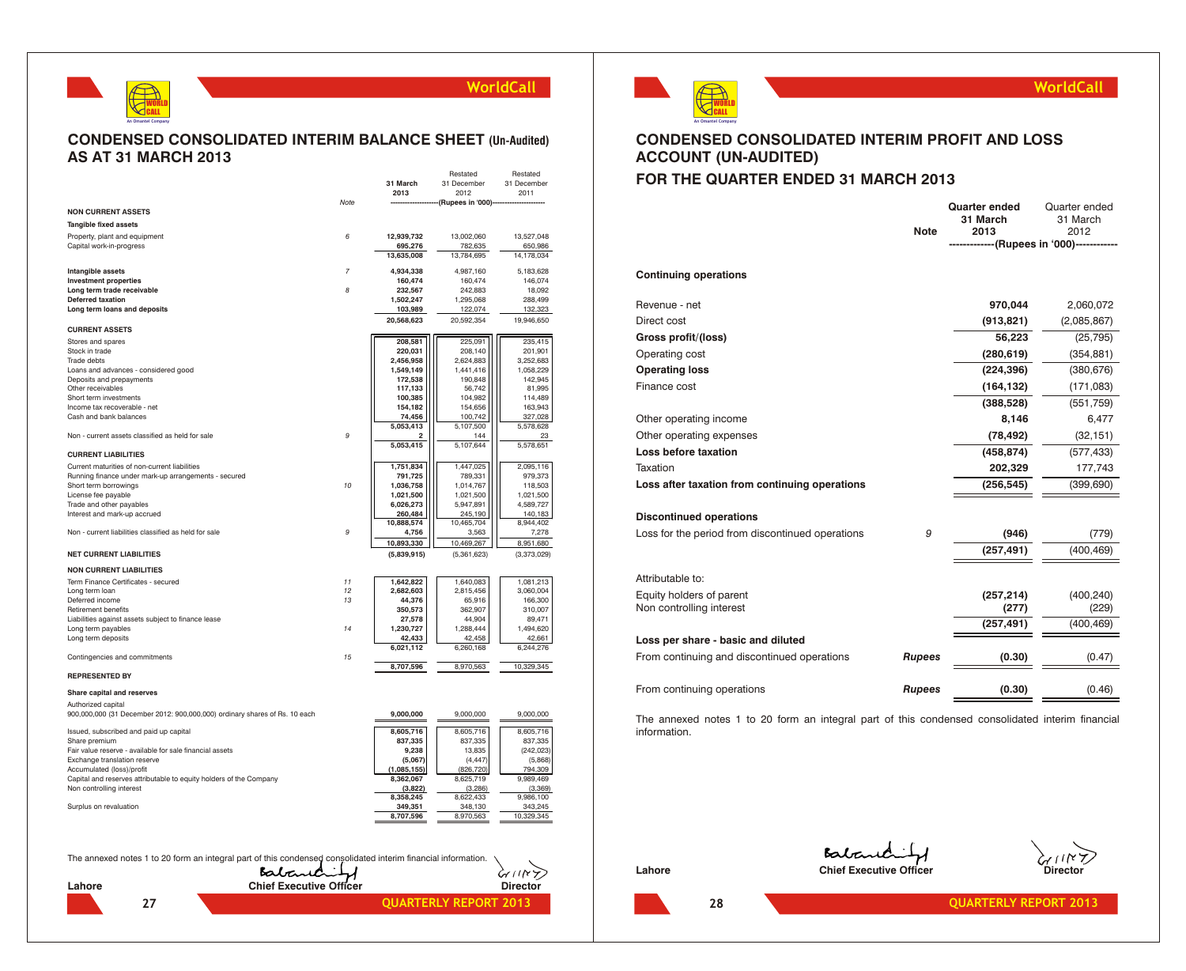# CONDENSED CONSOLIDATED INTERIM BALANCE SHEET (Un-Audited) AS AT 31 MARCH 2013

| | Note | 31 March 2013 | Restated 31 December 2012 | Restated 31 December 2011 |
|---|---|---|---|---|
| | | --------------------(Rupees in '000)-------------------- | | |
| **NON CURRENT ASSETS** | | | | |
| **Tangible fixed assets** | | | | |
| Property, plant and equipment | 6 | 12,939,732 | 13,002,060 | 13,527,048 |
| Capital work-in-progress | | 695,276 | 782,635 | 650,986 |
| | | 13,635,008 | 13,784,695 | 14,178,034 |
| **Intangible assets** | 7 | 4,934,338 | 4,987,160 | 5,183,628 |
| **Investment properties** | | 160,474 | 160,474 | 146,074 |
| **Long term trade receivable** | 8 | 232,567 | 242,883 | 18,092 |
| **Deferred taxation** | | 1,502,247 | 1,295,068 | 288,499 |
| **Long term loans and deposits** | | 103,989 | 122,074 | 132,323 |
| | | 20,568,623 | 20,592,354 | 19,946,650 |
| **CURRENT ASSETS** | | | | |
| Stores and spares | | 208,581 | 225,091 | 235,415 |
| Stock in trade | | 220,031 | 208,140 | 201,901 |
| Trade debts | | 2,456,958 | 2,624,883 | 3,252,683 |
| Loans and advances - considered good | | 1,549,149 | 1,441,416 | 1,058,229 |
| Deposits and prepayments | | 172,538 | 190,848 | 142,945 |
| Other receivables | | 117,133 | 56,742 | 81,995 |
| Short term investments | | 100,385 | 104,982 | 114,489 |
| Income tax recoverable - net | | 154,182 | 154,656 | 163,943 |
| Cash and bank balances | | 74,456 | 100,742 | 327,028 |
| | | 5,053,413 | 5,107,500 | 5,578,628 |
| Non - current assets classified as held for sale | 9 | 2 | 144 | 23 |
| | | 5,053,415 | 5,107,644 | 5,578,651 |
| **CURRENT LIABILITIES** | | | | |
| Current maturities of non-current liabilities | | 1,751,834 | 1,447,025 | 2,095,116 |
| Running finance under mark-up arrangements - secured | | 791,725 | 789,331 | 979,373 |
| Short term borrowings | 10 | 1,036,758 | 1,014,767 | 118,503 |
| License fee payable | | 1,021,500 | 1,021,500 | 1,021,500 |
| Trade and other payables | | 6,026,273 | 5,947,891 | 4,589,727 |
| Interest and mark-up accrued | | 260,484 | 245,190 | 140,183 |
| | | 10,888,574 | 10,465,704 | 8,944,402 |
| Non - current liabilities classified as held for sale | 9 | 4,756 | 3,563 | 7,278 |
| | | 10,893,330 | 10,469,267 | 8,951,680 |
| **NET CURRENT LIABILITIES** | | (5,839,915) | (5,361,623) | (3,373,029) |
| **NON CURRENT LIABILITIES** | | | | |
| Term Finance Certificates - secured | 11 | 1,642,822 | 1,640,083 | 1,081,213 |
| Long term loan | 12 | 2,682,603 | 2,815,456 | 3,060,004 |
| Deferred income | 13 | 44,376 | 65,916 | 166,300 |
| Retirement benefits | | 350,573 | 362,907 | 310,007 |
| Liabilities against assets subject to finance lease | | 27,578 | 44,904 | 89,471 |
| Long term payables | 14 | 1,230,727 | 1,288,444 | 1,494,620 |
| Long term deposits | | 42,433 | 42,458 | 42,661 |
| | | 6,021,112 | 6,260,168 | 6,244,276 |
| Contingencies and commitments | 15 | | | |
| | | 8,707,596 | 8,970,563 | 10,329,345 |
| **REPRESENTED BY** | | | | |
| **Share capital and reserves** | | | | |
| Authorized capital | | | | |
| 900,000,000 (31 December 2012: 900,000,000) ordinary shares of Rs. 10 each | | 9,000,000 | 9,000,000 | 9,000,000 |
| Issued, subscribed and paid up capital | | 8,605,716 | 8,605,716 | 8,605,716 |
| Share premium | | 837,335 | 837,335 | 837,335 |
| Fair value reserve - available for sale financial assets | | 9,238 | 13,835 | (242,023) |
| Exchange translation reserve | | (5,067) | (4,447) | (5,868) |
| Accumulated (loss)/profit | | (1,085,155) | (826,720) | 794,309 |
| Capital and reserves attributable to equity holders of the Company | | 8,362,067 | 8,625,719 | 9,989,469 |
| Non controlling interest | | (3,822) | (3,286) | (3,369) |
| | | 8,358,245 | 8,622,433 | 9,986,100 |
| Surplus on revaluation | | 349,351 | 348,130 | 343,245 |
| | | 8,707,596 | 8,970,563 | 10,329,345 |

The annexed notes 1 to 20 form an integral part of this condensed consolidated interim financial information.

Lahore | Chief Executive Officer | Director

# CONDENSED CONSOLIDATED INTERIM PROFIT AND LOSS ACCOUNT (UN-AUDITED) FOR THE QUARTER ENDED 31 MARCH 2013

| | Note | Quarter ended 31 March 2013 | Quarter ended 31 March 2012 |
|---|---|---|---|
| | | -------------(Rupees in '000)------------ | |
| **Continuing operations** | | | |
| Revenue - net | | 970,044 | 2,060,072 |
| Direct cost | | (913,821) | (2,085,867) |
| **Gross profit/(loss)** | | 56,223 | (25,795) |
| Operating cost | | (280,619) | (354,881) |
| **Operating loss** | | (224,396) | (380,676) |
| Finance cost | | (164,132) | (171,083) |
| | | (388,528) | (551,759) |
| Other operating income | | 8,146 | 6,477 |
| Other operating expenses | | (78,492) | (32,151) |
| **Loss before taxation** | | (458,874) | (577,433) |
| Taxation | | 202,329 | 177,743 |
| **Loss after taxation from continuing operations** | | (256,545) | (399,690) |
| **Discontinued operations** | | | |
| Loss for the period from discontinued operations | 9 | (946) | (779) |
| | | (257,491) | (400,469) |
| Attributable to: | | | |
| Equity holders of parent | | (257,214) | (400,240) |
| Non controlling interest | | (277) | (229) |
| | | (257,491) | (400,469) |
| **Loss per share - basic and diluted** | | | |
| From continuing and discontinued operations | *Rupees* | (0.30) | (0.47) |
| From continuing operations | *Rupees* | (0.30) | (0.46) |

The annexed notes 1 to 20 form an integral part of this condensed consolidated interim financial information.

Lahore | Chief Executive Officer | Director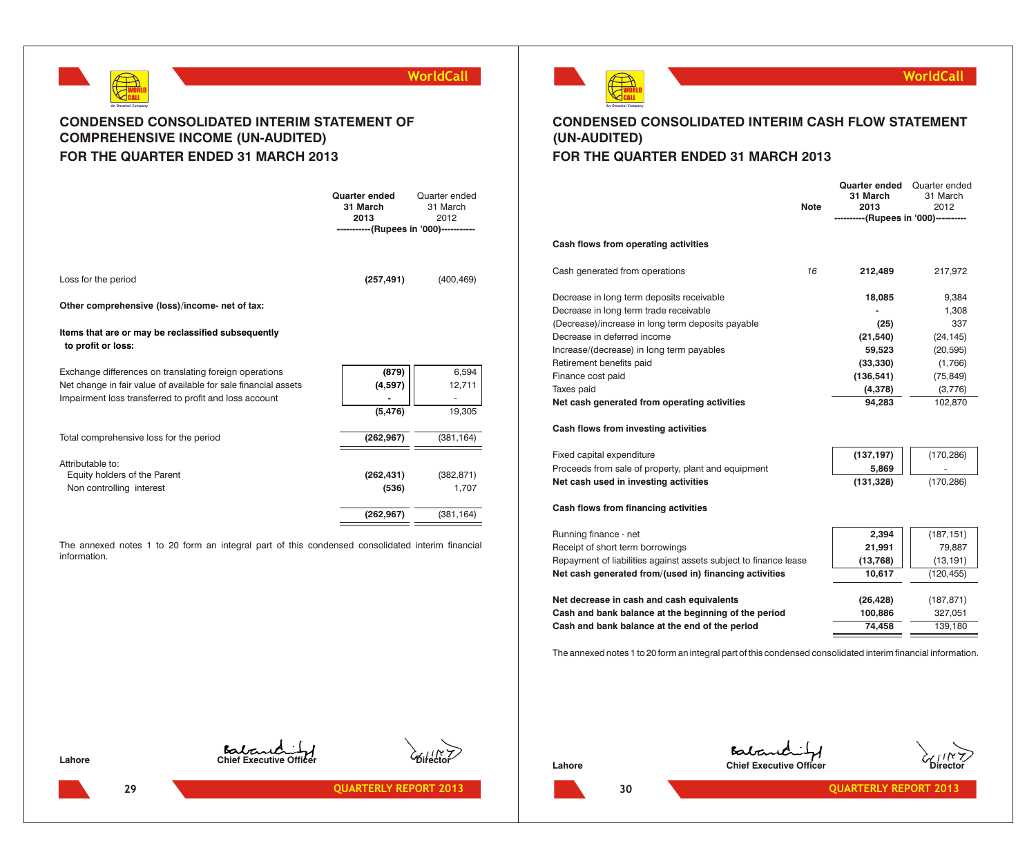## CONDENSED CONSOLIDATED INTERIM STATEMENT OF COMPREHENSIVE INCOME (UN-AUDITED)
## FOR THE QUARTER ENDED 31 MARCH 2013

| | Quarter ended 31 March 2013 | Quarter ended 31 March 2012 |
|---|---|---|
| | -----------(Rupees in '000)----------- | |
| Loss for the period | **(257,491)** | (400,469) |
| **Other comprehensive (loss)/income- net of tax:** | | |
| **Items that are or may be reclassified subsequently to profit or loss:** | | |
| Exchange differences on translating foreign operations | **(879)** | 6,594 |
| Net change in fair value of available for sale financial assets | **(4,597)** | 12,711 |
| Impairment loss transferred to profit and loss account | **-** | - |
| | **(5,476)** | 19,305 |
| Total comprehensive loss for the period | **(262,967)** | (381,164) |
| Attributable to: | | |
| Equity holders of the Parent | **(262,431)** | (382,871) |
| Non controlling interest | **(536)** | 1,707 |
| | **(262,967)** | (381,164) |

The annexed notes 1 to 20 form an integral part of this condensed consolidated interim financial information.

Lahore

Chief Executive Officer

Director

## CONDENSED CONSOLIDATED INTERIM CASH FLOW STATEMENT (UN-AUDITED)
## FOR THE QUARTER ENDED 31 MARCH 2013

| | Note | Quarter ended 31 March 2013 | Quarter ended 31 March 2012 |
|---|---|---|---|
| | | ----------(Rupees in '000)---------- | |
| **Cash flows from operating activities** | | | |
| Cash generated from operations | *16* | **212,489** | 217,972 |
| Decrease in long term deposits receivable | | **18,085** | 9,384 |
| Decrease in long term trade receivable | | **-** | 1,308 |
| (Decrease)/increase in long term deposits payable | | **(25)** | 337 |
| Decrease in deferred income | | **(21,540)** | (24,145) |
| Increase/(decrease) in long term payables | | **59,523** | (20,595) |
| Retirement benefits paid | | **(33,330)** | (1,766) |
| Finance cost paid | | **(136,541)** | (75,849) |
| Taxes paid | | **(4,378)** | (3,776) |
| **Net cash generated from operating activities** | | **94,283** | 102,870 |
| **Cash flows from investing activities** | | | |
| Fixed capital expenditure | | **(137,197)** | (170,286) |
| Proceeds from sale of property, plant and equipment | | **5,869** | - |
| **Net cash used in investing activities** | | **(131,328)** | (170,286) |
| **Cash flows from financing activities** | | | |
| Running finance - net | | **2,394** | (187,151) |
| Receipt of short term borrowings | | **21,991** | 79,887 |
| Repayment of liabilities against assets subject to finance lease | | **(13,768)** | (13,191) |
| **Net cash generated from/(used in) financing activities** | | **10,617** | (120,455) |
| **Net decrease in cash and cash equivalents** | | **(26,428)** | (187,871) |
| **Cash and bank balance at the beginning of the period** | | **100,886** | 327,051 |
| **Cash and bank balance at the end of the period** | | **74,458** | 139,180 |

The annexed notes 1 to 20 form an integral part of this condensed consolidated interim financial information.

Lahore

Chief Executive Officer

Director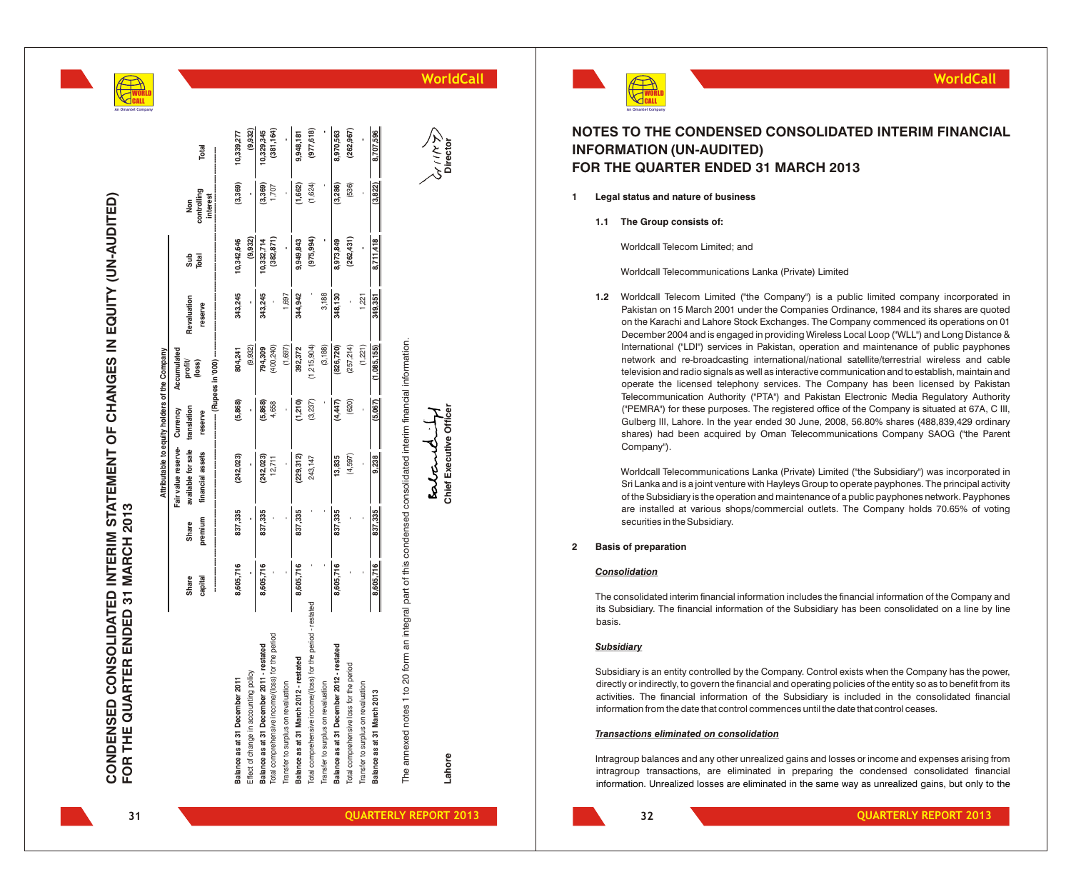# CONDENSED CONSOLIDATED INTERIM STATEMENT OF CHANGES IN EQUITY (UN-AUDITED) FOR THE QUARTER ENDED 31 MARCH 2013

| | Attributable to equity holders of the Company | | | | | | | | | |
|---|---|---|---|---|---|---|---|---|---|---|
| | Share capital | Share premium | Fair value reserve-available for sale financial assets | Currency translation reserve | Accumulated profit/ (loss) | Revaluation reserve | Sub Total | Non controlling interest | Total |
| | (Rupees in '000) | | | | | | | | |
| Balance as at 31 December 2011 | 8,605,716 | 837,335 | (242,023) | (5,868) | 804,241 | 343,245 | 10,342,646 | (3,369) | 10,339,277 |
| Effect of change in accounting policy | - | - | - | - | (9,932) | - | (9,932) | - | (9,932) |
| Balance as at 31 December 2011 - restated | 8,605,716 | 837,335 | (242,023) | (5,868) | 794,309 | 343,245 | 10,332,714 | (3,369) | 10,329,345 |
| Total comprehensive income/(loss) for the period | - | - | 12,711 | 4,658 | (400,240) | - | (382,871) | 1,707 | (381,164) |
| Transfer to surplus on revaluation | - | - | - | - | (1,697) | 1,697 | - | - | - |
| Balance as at 31 March 2012 - restated | 8,605,716 | 837,335 | (229,312) | (1,210) | 392,372 | 344,942 | 9,949,843 | (1,662) | 9,948,181 |
| Total comprehensive income/(loss) for the period - restated | - | - | 243,147 | (3,237) | (1,215,904) | - | (975,994) | (1,624) | (977,618) |
| Transfer to surplus on revaluation | - | - | - | - | (3,188) | 3,188 | - | - | - |
| Balance as at 31 December 2012 - restated | 8,605,716 | 837,335 | 13,835 | (4,447) | (826,720) | 348,130 | 8,973,849 | (3,286) | 8,970,563 |
| Total comprehensive loss for the period | - | - | (4,597) | (620) | (257,214) | - | (262,431) | (536) | (262,967) |
| Transfer to surplus on revaluation | - | - | - | - | (1,221) | 1,221 | - | - | - |
| Balance as at 31 March 2013 | 8,605,716 | 837,335 | 9,238 | (5,067) | (1,085,155) | 349,351 | 8,711,418 | (3,822) | 8,707,596 |

The annexed notes 1 to 20 form an integral part of this condensed consolidated interim financial information.

Lahore

Chief Executive Officer

Director

# NOTES TO THE CONDENSED CONSOLIDATED INTERIM FINANCIAL INFORMATION (UN-AUDITED) FOR THE QUARTER ENDED 31 MARCH 2013

**1 Legal status and nature of business**

**1.1 The Group consists of:**

Worldcall Telecom Limited; and

Worldcall Telecommunications Lanka (Private) Limited

**1.2** Worldcall Telecom Limited ("the Company") is a public limited company incorporated in Pakistan on 15 March 2001 under the Companies Ordinance, 1984 and its shares are quoted on the Karachi and Lahore Stock Exchanges. The Company commenced its operations on 01 December 2004 and is engaged in providing Wireless Local Loop ("WLL") and Long Distance & International ("LDI") services in Pakistan, operation and maintenance of public payphones network and re-broadcasting international/national satellite/terrestrial wireless and cable television and radio signals as well as interactive communication and to establish, maintain and operate the licensed telephony services. The Company has been licensed by Pakistan Telecommunication Authority ("PTA") and Pakistan Electronic Media Regulatory Authority ("PEMRA") for these purposes. The registered office of the Company is situated at 67A, C III, Gulberg III, Lahore. In the year ended 30 June, 2008, 56.80% shares (488,839,429 ordinary shares) had been acquired by Oman Telecommunications Company SAOG ("the Parent Company").

Worldcall Telecommunications Lanka (Private) Limited ("the Subsidiary") was incorporated in Sri Lanka and is a joint venture with Hayleys Group to operate payphones. The principal activity of the Subsidiary is the operation and maintenance of a public payphones network. Payphones are installed at various shops/commercial outlets. The Company holds 70.65% of voting securities in the Subsidiary.

**2 Basis of preparation**

***Consolidation***

The consolidated interim financial information includes the financial information of the Company and its Subsidiary. The financial information of the Subsidiary has been consolidated on a line by line basis.

***Subsidiary***

Subsidiary is an entity controlled by the Company. Control exists when the Company has the power, directly or indirectly, to govern the financial and operating policies of the entity so as to benefit from its activities. The financial information of the Subsidiary is included in the consolidated financial information from the date that control commences until the date that control ceases.

***Transactions eliminated on consolidation***

Intragroup balances and any other unrealized gains and losses or income and expenses arising from intragroup transactions, are eliminated in preparing the condensed consolidated financial information. Unrealized losses are eliminated in the same way as unrealized gains, but only to the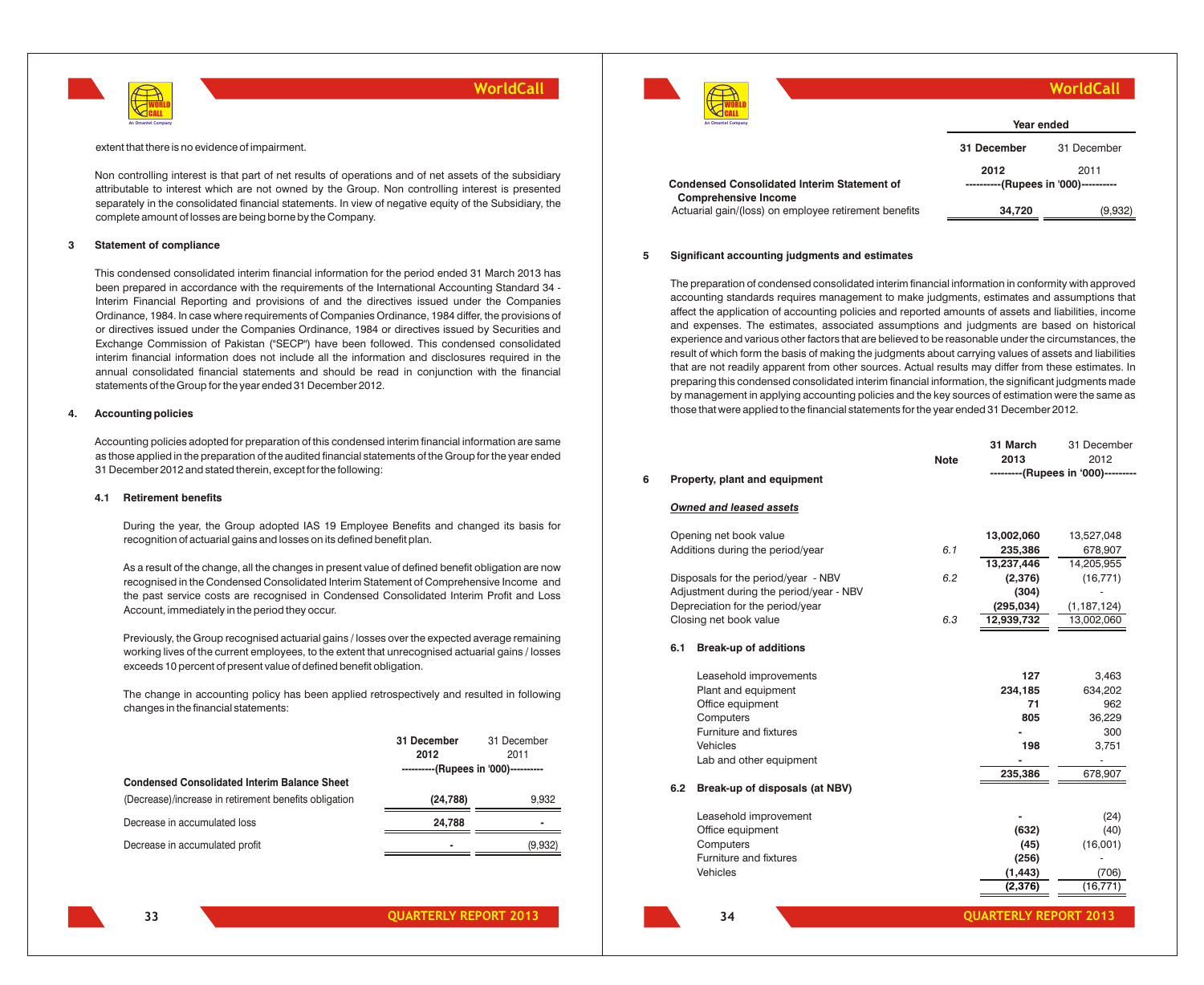extent that there is no evidence of impairment.

Non controlling interest is that part of net results of operations and of net assets of the subsidiary attributable to interest which are not owned by the Group. Non controlling interest is presented separately in the consolidated financial statements. In view of negative equity of the Subsidiary, the complete amount of losses are being borne by the Company.

## 3 Statement of compliance

This condensed consolidated interim financial information for the period ended 31 March 2013 has been prepared in accordance with the requirements of the International Accounting Standard 34 - Interim Financial Reporting and provisions of and the directives issued under the Companies Ordinance, 1984. In case where requirements of Companies Ordinance, 1984 differ, the provisions of or directives issued under the Companies Ordinance, 1984 or directives issued by Securities and Exchange Commission of Pakistan ("SECP") have been followed. This condensed consolidated interim financial information does not include all the information and disclosures required in the annual consolidated financial statements and should be read in conjunction with the financial statements of the Group for the year ended 31 December 2012.

## 4. Accounting policies

Accounting policies adopted for preparation of this condensed interim financial information are same as those applied in the preparation of the audited financial statements of the Group for the year ended 31 December 2012 and stated therein, except for the following:

### 4.1 Retirement benefits

During the year, the Group adopted IAS 19 Employee Benefits and changed its basis for recognition of actuarial gains and losses on its defined benefit plan.

As a result of the change, all the changes in present value of defined benefit obligation are now recognised in the Condensed Consolidated Interim Statement of Comprehensive Income and the past service costs are recognised in Condensed Consolidated Interim Profit and Loss Account, immediately in the period they occur.

Previously, the Group recognised actuarial gains / losses over the expected average remaining working lives of the current employees, to the extent that unrecognised actuarial gains / losses exceeds 10 percent of present value of defined benefit obligation.

The change in accounting policy has been applied retrospectively and resulted in following changes in the financial statements:

| | **31 December 2012** | 31 December 2011 |
|---|---|---|
| | ----------(Rupees in '000)---------- | |
| **Condensed Consolidated Interim Balance Sheet** | | |
| (Decrease)/increase in retirement benefits obligation | **(24,788)** | 9,932 |
| Decrease in accumulated loss | **24,788** | - |
| Decrease in accumulated profit | **-** | (9,932) |

| | Year ended | |
|---|---|---|
| | **31 December 2012** | 31 December 2011 |
| | ----------(Rupees in '000)---------- | |
| **Condensed Consolidated Interim Statement of Comprehensive Income** | | |
| Actuarial gain/(loss) on employee retirement benefits | **34,720** | (9,932) |

## 5 Significant accounting judgments and estimates

The preparation of condensed consolidated interim financial information in conformity with approved accounting standards requires management to make judgments, estimates and assumptions that affect the application of accounting policies and reported amounts of assets and liabilities, income and expenses. The estimates, associated assumptions and judgments are based on historical experience and various other factors that are believed to be reasonable under the circumstances, the result of which form the basis of making the judgments about carrying values of assets and liabilities that are not readily apparent from other sources. Actual results may differ from these estimates. In preparing this condensed consolidated interim financial information, the significant judgments made by management in applying accounting policies and the key sources of estimation were the same as those that were applied to the financial statements for the year ended 31 December 2012.

## 6 Property, plant and equipment

| | Note | **31 March 2013** | 31 December 2012 |
|---|---|---|---|
| | | ---------(Rupees in '000)--------- | |
| ***Owned and leased assets*** | | | |
| Opening net book value | | **13,002,060** | 13,527,048 |
| Additions during the period/year | 6.1 | **235,386** | 678,907 |
| | | **13,237,446** | 14,205,955 |
| Disposals for the period/year - NBV | 6.2 | **(2,376)** | (16,771) |
| Adjustment during the period/year - NBV | | **(304)** | - |
| Depreciation for the period/year | | **(295,034)** | (1,187,124) |
| Closing net book value | 6.3 | **12,939,732** | 13,002,060 |

### 6.1 Break-up of additions

| | **31 March 2013** | 31 December 2012 |
|---|---|---|
| Leasehold improvements | **127** | 3,463 |
| Plant and equipment | **234,185** | 634,202 |
| Office equipment | **71** | 962 |
| Computers | **805** | 36,229 |
| Furniture and fixtures | **-** | 300 |
| Vehicles | **198** | 3,751 |
| Lab and other equipment | **-** | - |
| | **235,386** | 678,907 |

### 6.2 Break-up of disposals (at NBV)

| | **31 March 2013** | 31 December 2012 |
|---|---|---|
| Leasehold improvement | **-** | (24) |
| Office equipment | **(632)** | (40) |
| Computers | **(45)** | (16,001) |
| Furniture and fixtures | **(256)** | - |
| Vehicles | **(1,443)** | (706) |
| | **(2,376)** | (16,771) |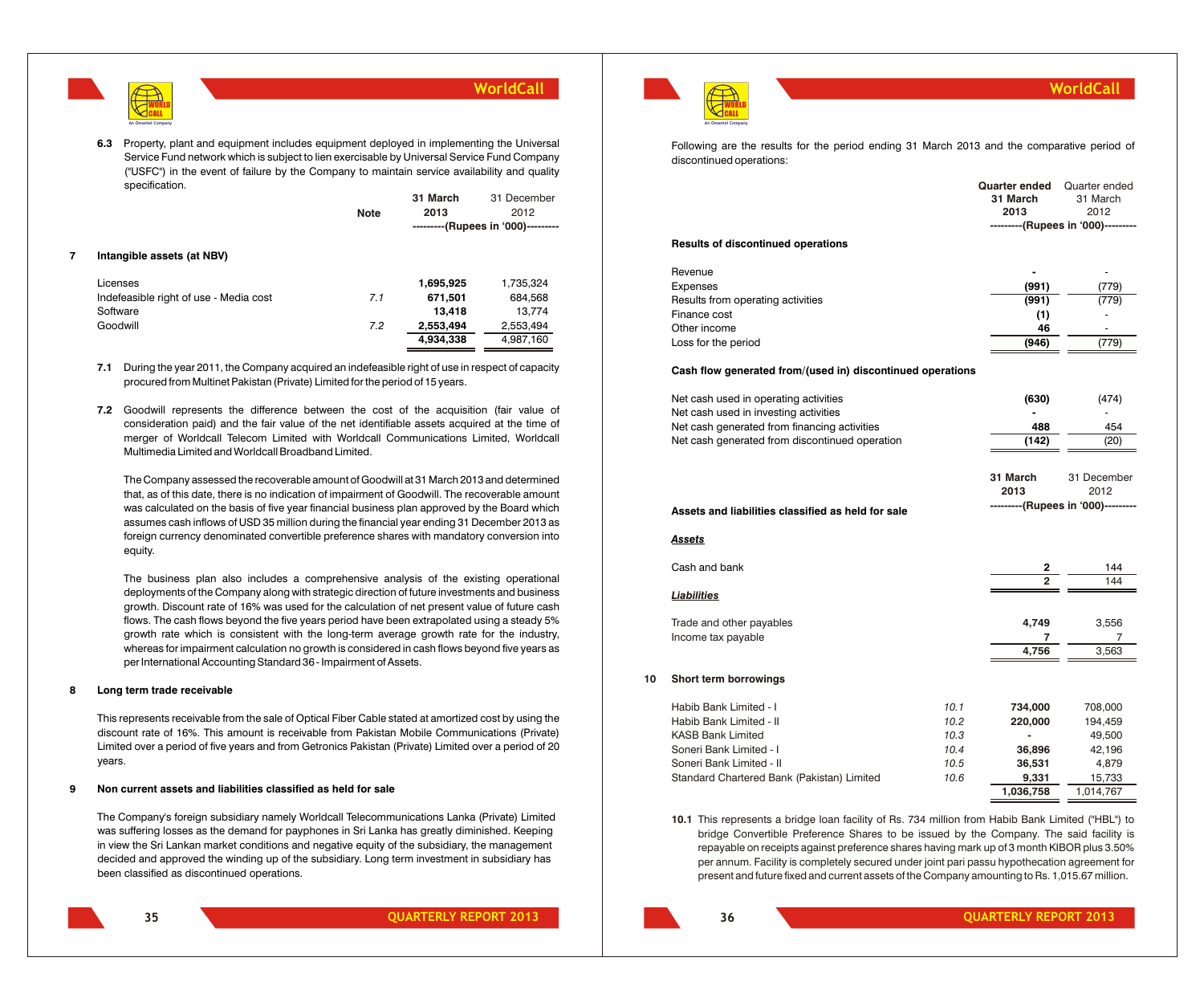**6.3** Property, plant and equipment includes equipment deployed in implementing the Universal Service Fund network which is subject to lien exercisable by Universal Service Fund Company ("USFC") in the event of failure by the Company to maintain service availability and quality specification.

| | Note | 31 March 2013 | 31 December 2012 |
|---|---|---|---|
| | | ---------(Rupees in '000)--------- | |
| **7 Intangible assets (at NBV)** | | | |
| Licenses | | **1,695,925** | 1,735,324 |
| Indefeasible right of use - Media cost | 7.1 | **671,501** | 684,568 |
| Software | | **13,418** | 13,774 |
| Goodwill | 7.2 | **2,553,494** | 2,553,494 |
| | | **4,934,338** | 4,987,160 |

**7.1** During the year 2011, the Company acquired an indefeasible right of use in respect of capacity procured from Multinet Pakistan (Private) Limited for the period of 15 years.

**7.2** Goodwill represents the difference between the cost of the acquisition (fair value of consideration paid) and the fair value of the net identifiable assets acquired at the time of merger of Worldcall Telecom Limited with Worldcall Communications Limited, Worldcall Multimedia Limited and Worldcall Broadband Limited.

The Company assessed the recoverable amount of Goodwill at 31 March 2013 and determined that, as of this date, there is no indication of impairment of Goodwill. The recoverable amount was calculated on the basis of five year financial business plan approved by the Board which assumes cash inflows of USD 35 million during the financial year ending 31 December 2013 as foreign currency denominated convertible preference shares with mandatory conversion into equity.

The business plan also includes a comprehensive analysis of the existing operational deployments of the Company along with strategic direction of future investments and business growth. Discount rate of 16% was used for the calculation of net present value of future cash flows. The cash flows beyond the five years period have been extrapolated using a steady 5% growth rate which is consistent with the long-term average growth rate for the industry, whereas for impairment calculation no growth is considered in cash flows beyond five years as per International Accounting Standard 36 - Impairment of Assets.

## 8 Long term trade receivable

This represents receivable from the sale of Optical Fiber Cable stated at amortized cost by using the discount rate of 16%. This amount is receivable from Pakistan Mobile Communications (Private) Limited over a period of five years and from Getronics Pakistan (Private) Limited over a period of 20 years.

## 9 Non current assets and liabilities classified as held for sale

The Company's foreign subsidiary namely Worldcall Telecommunications Lanka (Private) Limited was suffering losses as the demand for payphones in Sri Lanka has greatly diminished. Keeping in view the Sri Lankan market conditions and negative equity of the subsidiary, the management decided and approved the winding up of the subsidiary. Long term investment in subsidiary has been classified as discontinued operations.

Following are the results for the period ending 31 March 2013 and the comparative period of discontinued operations:

| | Quarter ended 31 March 2013 | Quarter ended 31 March 2012 |
|---|---|---|
| | ---------(Rupees in '000)--------- | |
| **Results of discontinued operations** | | |
| Revenue | **-** | - |
| Expenses | **(991)** | (779) |
| Results from operating activities | **(991)** | (779) |
| Finance cost | **(1)** | - |
| Other income | **46** | - |
| Loss for the period | **(946)** | (779) |
| **Cash flow generated from/(used in) discontinued operations** | | |
| Net cash used in operating activities | **(630)** | (474) |
| Net cash used in investing activities | **-** | - |
| Net cash generated from financing activities | **488** | 454 |
| Net cash generated from discontinued operation | **(142)** | (20) |

| | 31 March 2013 | 31 December 2012 |
|---|---|---|
| **Assets and liabilities classified as held for sale** | ---------(Rupees in '000)--------- | |
| ***Assets*** | | |
| Cash and bank | **2** | 144 |
| | **2** | 144 |
| ***Liabilities*** | | |
| Trade and other payables | **4,749** | 3,556 |
| Income tax payable | **7** | 7 |
| | **4,756** | 3,563 |

## 10 Short term borrowings

| | Note | 31 March 2013 | 31 December 2012 |
|---|---|---|---|
| Habib Bank Limited - I | 10.1 | **734,000** | 708,000 |
| Habib Bank Limited - II | 10.2 | **220,000** | 194,459 |
| KASB Bank Limited | 10.3 | **-** | 49,500 |
| Soneri Bank Limited - I | 10.4 | **36,896** | 42,196 |
| Soneri Bank Limited - II | 10.5 | **36,531** | 4,879 |
| Standard Chartered Bank (Pakistan) Limited | 10.6 | **9,331** | 15,733 |
| | | **1,036,758** | 1,014,767 |

**10.1** This represents a bridge loan facility of Rs. 734 million from Habib Bank Limited ("HBL") to bridge Convertible Preference Shares to be issued by the Company. The said facility is repayable on receipts against preference shares having mark up of 3 month KIBOR plus 3.50% per annum. Facility is completely secured under joint pari passu hypothecation agreement for present and future fixed and current assets of the Company amounting to Rs. 1,015.67 million.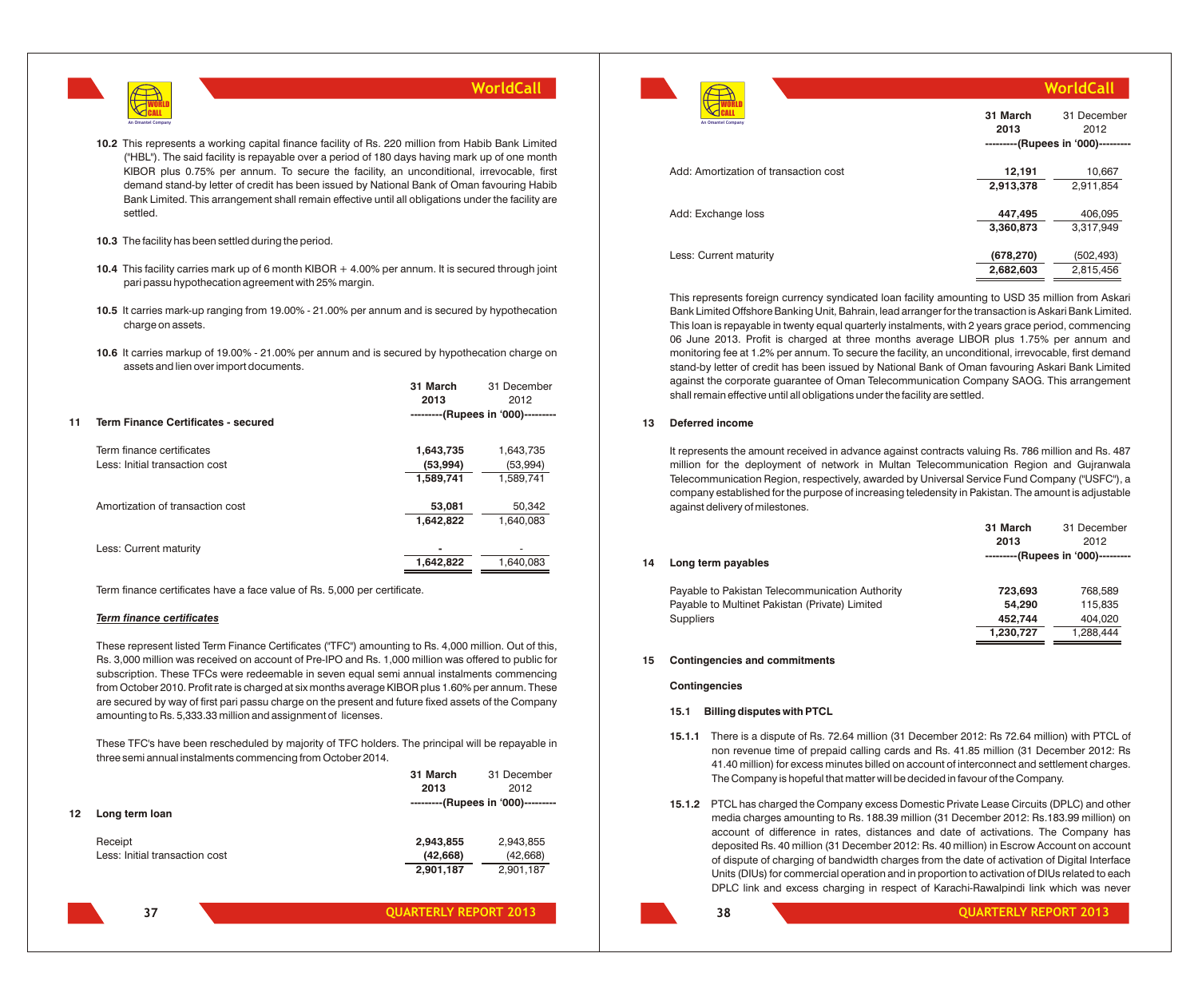**10.2** This represents a working capital finance facility of Rs. 220 million from Habib Bank Limited ("HBL"). The said facility is repayable over a period of 180 days having mark up of one month KIBOR plus 0.75% per annum. To secure the facility, an unconditional, irrevocable, first demand stand-by letter of credit has been issued by National Bank of Oman favouring Habib Bank Limited. This arrangement shall remain effective until all obligations under the facility are settled.

**10.3** The facility has been settled during the period.

**10.4** This facility carries mark up of 6 month KIBOR + 4.00% per annum. It is secured through joint pari passu hypothecation agreement with 25% margin.

**10.5** It carries mark-up ranging from 19.00% - 21.00% per annum and is secured by hypothecation charge on assets.

**10.6** It carries markup of 19.00% - 21.00% per annum and is secured by hypothecation charge on assets and lien over import documents.

| | 31 March 2013 | 31 December 2012 |
|---|---|---|
| | ---------(Rupees in '000)--------- | |
| **11 Term Finance Certificates - secured** | | |
| Term finance certificates | 1,643,735 | 1,643,735 |
| Less: Initial transaction cost | (53,994) | (53,994) |
| | 1,589,741 | 1,589,741 |
| Amortization of transaction cost | 53,081 | 50,342 |
| | 1,642,822 | 1,640,083 |
| Less: Current maturity | - | - |
| | 1,642,822 | 1,640,083 |

Term finance certificates have a face value of Rs. 5,000 per certificate.

***Term finance certificates***

These represent listed Term Finance Certificates ("TFC") amounting to Rs. 4,000 million. Out of this, Rs. 3,000 million was received on account of Pre-IPO and Rs. 1,000 million was offered to public for subscription. These TFCs were redeemable in seven equal semi annual instalments commencing from October 2010. Profit rate is charged at six months average KIBOR plus 1.60% per annum. These are secured by way of first pari passu charge on the present and future fixed assets of the Company amounting to Rs. 5,333.33 million and assignment of licenses.

These TFC's have been rescheduled by majority of TFC holders. The principal will be repayable in three semi annual instalments commencing from October 2014.

| | 31 March 2013 | 31 December 2012 |
|---|---|---|
| | ---------(Rupees in '000)--------- | |
| **12 Long term loan** | | |
| Receipt | 2,943,855 | 2,943,855 |
| Less: Initial transaction cost | (42,668) | (42,668) |
| | 2,901,187 | 2,901,187 |
| Add: Amortization of transaction cost | 12,191 | 10,667 |
| | 2,913,378 | 2,911,854 |
| Add: Exchange loss | 447,495 | 406,095 |
| | 3,360,873 | 3,317,949 |
| Less: Current maturity | (678,270) | (502,493) |
| | 2,682,603 | 2,815,456 |

This represents foreign currency syndicated loan facility amounting to USD 35 million from Askari Bank Limited Offshore Banking Unit, Bahrain, lead arranger for the transaction is Askari Bank Limited. This loan is repayable in twenty equal quarterly instalments, with 2 years grace period, commencing 06 June 2013. Profit is charged at three months average LIBOR plus 1.75% per annum and monitoring fee at 1.2% per annum. To secure the facility, an unconditional, irrevocable, first demand stand-by letter of credit has been issued by National Bank of Oman favouring Askari Bank Limited against the corporate guarantee of Oman Telecommunication Company SAOG. This arrangement shall remain effective until all obligations under the facility are settled.

**13 Deferred income**

It represents the amount received in advance against contracts valuing Rs. 786 million and Rs. 487 million for the deployment of network in Multan Telecommunication Region and Gujranwala Telecommunication Region, respectively, awarded by Universal Service Fund Company ("USFC"), a company established for the purpose of increasing teledensity in Pakistan. The amount is adjustable against delivery of milestones.

| | 31 March 2013 | 31 December 2012 |
|---|---|---|
| | ---------(Rupees in '000)--------- | |
| **14 Long term payables** | | |
| Payable to Pakistan Telecommunication Authority | 723,693 | 768,589 |
| Payable to Multinet Pakistan (Private) Limited | 54,290 | 115,835 |
| Suppliers | 452,744 | 404,020 |
| | 1,230,727 | 1,288,444 |

**15 Contingencies and commitments**

**Contingencies**

**15.1 Billing disputes with PTCL**

**15.1.1** There is a dispute of Rs. 72.64 million (31 December 2012: Rs 72.64 million) with PTCL of non revenue time of prepaid calling cards and Rs. 41.85 million (31 December 2012: Rs 41.40 million) for excess minutes billed on account of interconnect and settlement charges. The Company is hopeful that matter will be decided in favour of the Company.

**15.1.2** PTCL has charged the Company excess Domestic Private Lease Circuits (DPLC) and other media charges amounting to Rs. 188.39 million (31 December 2012: Rs.183.99 million) on account of difference in rates, distances and date of activations. The Company has deposited Rs. 40 million (31 December 2012: Rs. 40 million) in Escrow Account on account of dispute of charging of bandwidth charges from the date of activation of Digital Interface Units (DIUs) for commercial operation and in proportion to activation of DIUs related to each DPLC link and excess charging in respect of Karachi-Rawalpindi link which was never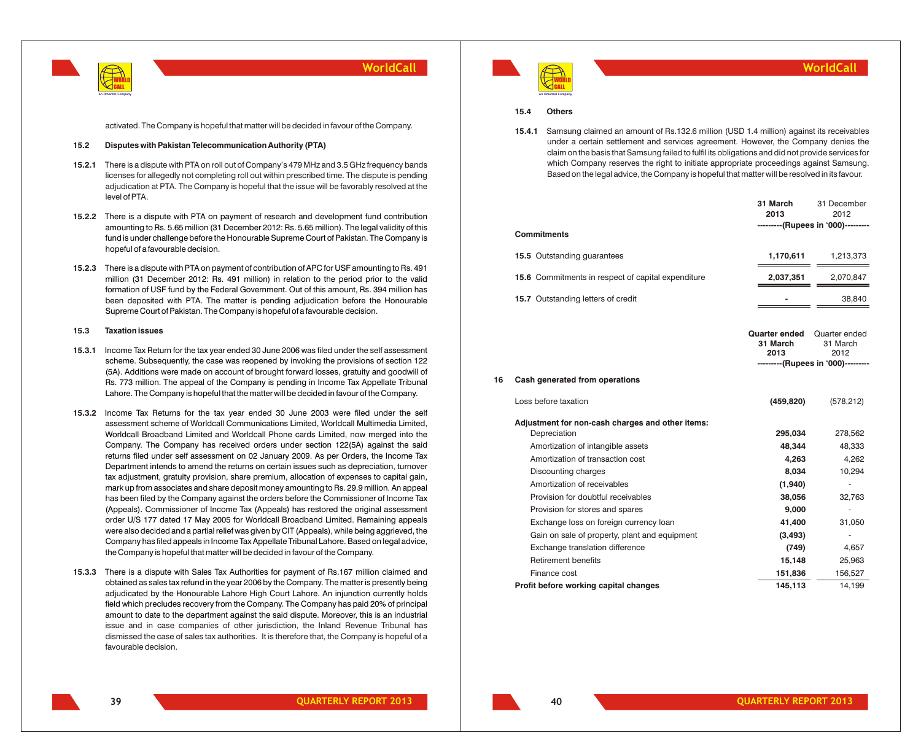activated. The Company is hopeful that matter will be decided in favour of the Company.

**15.2 Disputes with Pakistan Telecommunication Authority (PTA)**

**15.2.1** There is a dispute with PTA on roll out of Company's 479 MHz and 3.5 GH frequency bands licenses for allegedly not completing roll out within prescribed time. The dispute is pending adjudication at PTA. The Company is hopeful that the issue will be favorably resolved at the level of PTA.

**15.2.2** There is a dispute with PTA on payment of research and development fund contribution amounting to Rs. 5.65 million (31 December 2012: Rs. 5.65 million). The legal validity of this fund is under challenge before the Honourable Supreme Court of Pakistan. The Company is hopeful of a favourable decision.

**15.2.3** There is a dispute with PTA on payment of contribution of APC for USF amounting to Rs. 491 million (31 December 2012: Rs. 491 million) in relation to the period prior to the valid formation of USF fund by the Federal Government. Out of this amount, Rs. 394 million has been deposited with PTA. The matter is pending adjudication before the Honourable Supreme Court of Pakistan. The Company is hopeful of a favourable decision.

**15.3 Taxation issues**

**15.3.1** Income Tax Return for the tax year ended 30 June 2006 was filed under the self assessment scheme. Subsequently, the case was reopened by invoking the provisions of section 122 (5A). Additions were made on account of brought forward losses, gratuity and goodwill of Rs. 773 million. The appeal of the Company is pending in Income Tax Appellate Tribunal Lahore. The Company is hopeful that the matter will be decided in favour of the Company.

**15.3.2** Income Tax Returns for the tax year ended 30 June 2003 were filed under the self assessment scheme of Worldcall Communications Limited, Worldcall Multimedia Limited, Worldcall Broadband Limited and Worldcall Phone cards Limited, now merged into the Company. The Company has received orders under section 122(5A) against the said returns filed under self assessment on 02 January 2009. As per Orders, the Income Tax Department intends to amend the returns on certain issues such as depreciation, turnover tax adjustment, gratuity provision, share premium, allocation of expenses to capital gain, mark up from associates and share deposit money amounting to Rs. 29.9 million. An appeal has been filed by the Company against the orders before the Commissioner of Income Tax (Appeals). Commissioner of Income Tax (Appeals) has restored the original assessment order U/S 177 dated 17 May 2005 for Worldcall Broadband Limited. Remaining appeals were also decided and a partial relief was given by CIT (Appeals), while being aggrieved, the Company has filed appeals in Income Tax Appellate Tribunal Lahore. Based on legal advice, the Company is hopeful that matter will be decided in favour of the Company.

**15.3.3** There is a dispute with Sales Tax Authorities for payment of Rs.167 million claimed and obtained as sales tax refund in the year 2006 by the Company. The matter is presently being adjudicated by the Honourable Lahore High Court Lahore. An injunction currently holds field which precludes recovery from the Company. The Company has paid 20% of principal amount to date to the department against the said dispute. Moreover, this is an industrial issue and in case companies of other jurisdiction, the Inland Revenue Tribunal has dismissed the case of sales tax authorities. It is therefore that, the Company is hopeful of a favourable decision.

**15.4 Others**

**15.4.1** Samsung claimed an amount of Rs.132.6 million (USD 1.4 million) against its receivables under a certain settlement and services agreement. However, the Company denies the claim on the basis that Samsung failed to fulfil its obligations and did not provide services for which Company reserves the right to initiate appropriate proceedings against Samsung. Based on the legal advice, the Company is hopeful that matter will be resolved in its favour.

| | 31 March 2013 | 31 December 2012 |
|---|---|---|
| | ---------(Rupees in '000)--------- | |
| **Commitments** | | |
| **15.5** Outstanding guarantees | **1,170,611** | 1,213,373 |
| **15.6** Commitments in respect of capital expenditure | **2,037,351** | 2,070,847 |
| **15.7** Outstanding letters of credit | **-** | 38,840 |

**16 Cash generated from operations**

| | Quarter ended 31 March 2013 | Quarter ended 31 March 2012 |
|---|---|---|
| | ---------(Rupees in '000)--------- | |
| Loss before taxation | **(459,820)** | (578,212) |
| **Adjustment for non-cash charges and other items:** | | |
| Depreciation | **295,034** | 278,562 |
| Amortization of intangible assets | **48,344** | 48,333 |
| Amortization of transaction cost | **4,263** | 4,262 |
| Discounting charges | **8,034** | 10,294 |
| Amortization of receivables | **(1,940)** | - |
| Provision for doubtful receivables | **38,056** | 32,763 |
| Provision for stores and spares | **9,000** | - |
| Exchange loss on foreign currency loan | **41,400** | 31,050 |
| Gain on sale of property, plant and equipment | **(3,493)** | - |
| Exchange translation difference | **(749)** | 4,657 |
| Retirement benefits | **15,148** | 25,963 |
| Finance cost | **151,836** | 156,527 |
| **Profit before working capital changes** | **145,113** | 14,199 |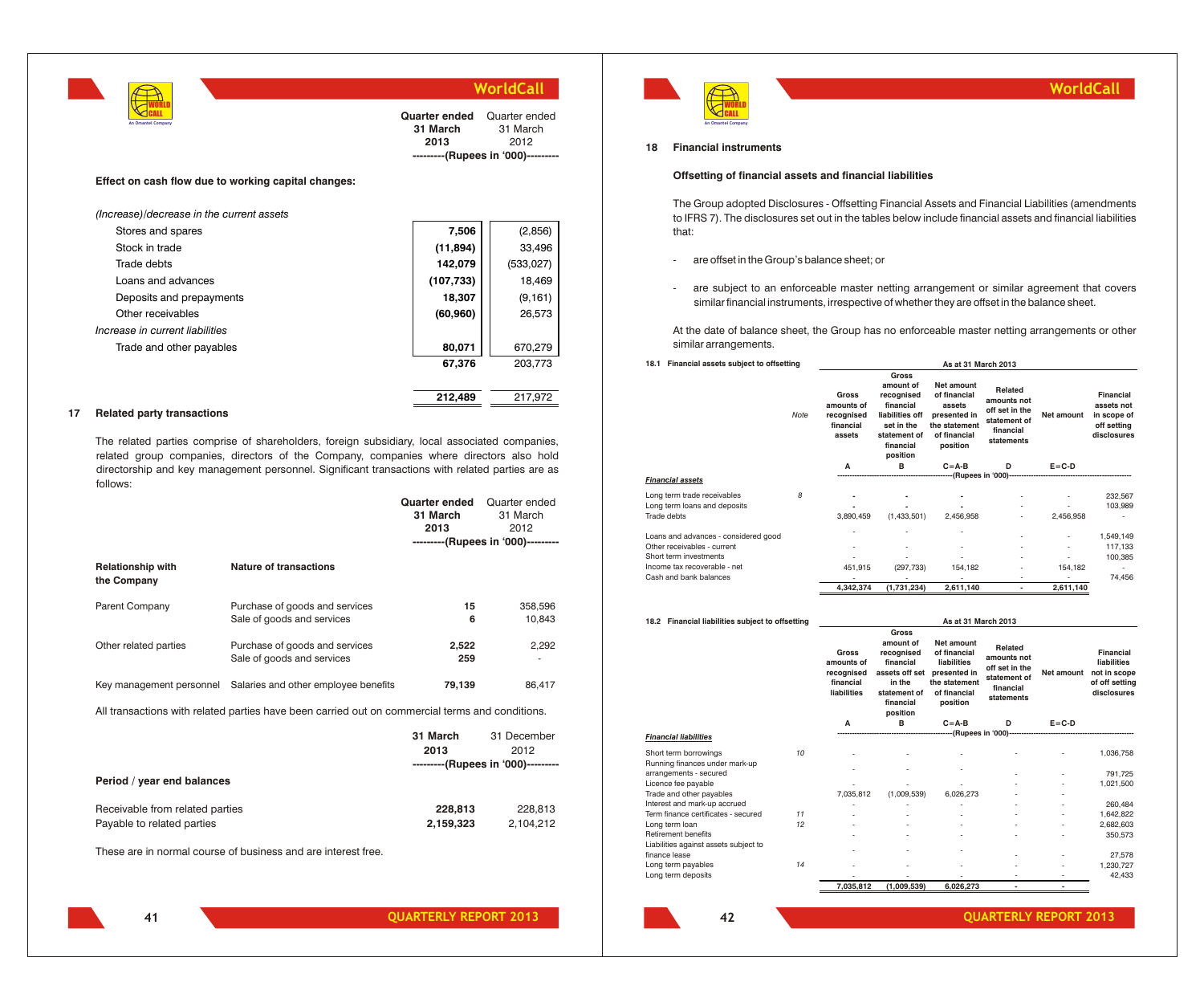|  | Quarter ended 31 March 2013 | Quarter ended 31 March 2012 |
|---|---|---|
|  | ---------(Rupees in '000)--------- | |
| **Effect on cash flow due to working capital changes:** | | |
| *(Increase)/decrease in the current assets* | | |
| Stores and spares | **7,506** | (2,856) |
| Stock in trade | **(11,894)** | 33,496 |
| Trade debts | **142,079** | (533,027) |
| Loans and advances | **(107,733)** | 18,469 |
| Deposits and prepayments | **18,307** | (9,161) |
| Other receivables | **(60,960)** | 26,573 |
| *Increase in current liabilities* | | |
| Trade and other payables | **80,071** | 670,279 |
| | **67,376** | 203,773 |
| | **212,489** | 217,972 |

## 17 Related party transactions

The related parties comprise of shareholders, foreign subsidiary, local associated companies, related group companies, directors of the Company, companies where directors also hold directorship and key management personnel. Significant transactions with related parties are as follows:

| Relationship with the Company | Nature of transactions | Quarter ended 31 March 2013 | Quarter ended 31 March 2012 |
|---|---|---|---|
| | | ---------(Rupees in '000)--------- | |
| Parent Company | Purchase of goods and services | **15** | 358,596 |
| | Sale of goods and services | **6** | 10,843 |
| Other related parties | Purchase of goods and services | **2,522** | 2,292 |
| | Sale of goods and services | **259** | - |
| Key management personnel | Salaries and other employee benefits | **79,139** | 86,417 |

All transactions with related parties have been carried out on commercial terms and conditions.

| | 31 March 2013 | 31 December 2012 |
|---|---|---|
| | ---------(Rupees in '000)--------- | |
| **Period / year end balances** | | |
| Receivable from related parties | **228,813** | 228,813 |
| Payable to related parties | **2,159,323** | 2,104,212 |

These are in normal course of business and are interest free.

## 18 Financial instruments

### Offsetting of financial assets and financial liabilities

The Group adopted Disclosures - Offsetting Financial Assets and Financial Liabilities (amendments to IFRS 7). The disclosures set out in the tables below include financial assets and financial liabilities that:

- are offset in the Group's balance sheet; or

- are subject to an enforceable master netting arrangement or similar agreement that covers similar financial instruments, irrespective of whether they are offset in the balance sheet.

At the date of balance sheet, the Group has no enforceable master netting arrangements or other similar arrangements.

**18.1 Financial assets subject to offsetting** — As at 31 March 2013

| | Note | Gross amounts of recognised financial assets | Gross amount of recognised financial liabilities off set in the statement of financial position | Net amount of financial assets presented in the statement of financial position | Related amounts not off set in the statement of financial statements | Net amount | Financial assets not in scope of off setting disclosures |
|---|---|---|---|---|---|---|---|
| | | A | B | C=A-B | D | E=C-D | |
| *Financial assets* | | -----------(Rupees in '000)----------- | | | | | |
| Long term trade receivables | 8 | - | - | - | - | - | 232,567 |
| Long term loans and deposits | | - | - | - | - | - | 103,989 |
| Trade debts | | 3,890,459 | (1,433,501) | 2,456,958 | - | 2,456,958 | - |
| Loans and advances - considered good | | - | - | - | - | - | 1,549,149 |
| Other receivables - current | | - | - | - | - | - | 117,133 |
| Short term investments | | - | - | - | - | - | 100,385 |
| Income tax recoverable - net | | 451,915 | (297,733) | 154,182 | - | 154,182 | - |
| Cash and bank balances | | - | - | - | - | - | 74,456 |
| | | 4,342,374 | (1,731,234) | 2,611,140 | - | 2,611,140 | |

**18.2 Financial liabilities subject to offsetting** — As at 31 March 2013

| | Note | Gross amounts of recognised financial liabilities | Gross amount of recognised financial assets off set in the statement of financial position | Net amount of financial liabilities presented in the statement of financial position | Related amounts not off set in the statement of financial statements | Net amount | Financial liabilities not in scope of off setting disclosures |
|---|---|---|---|---|---|---|---|
| | | A | B | C=A-B | D | E=C-D | |
| *Financial liabilities* | | -----------(Rupees in '000)----------- | | | | | |
| Short term borrowings | 10 | - | - | - | - | - | 1,036,758 |
| Running finances under mark-up arrangements - secured | | - | - | - | - | - | 791,725 |
| Licence fee payable | | - | - | - | - | - | 1,021,500 |
| Trade and other payables | | 7,035,812 | (1,009,539) | 6,026,273 | - | - | |
| Interest and mark-up accrued | | - | - | - | - | - | 260,484 |
| Term finance certificates - secured | 11 | - | - | - | - | - | 1,642,822 |
| Long term loan | 12 | - | - | - | - | - | 2,682,603 |
| Retirement benefits | | - | - | - | - | - | 350,573 |
| Liabilities against assets subject to finance lease | | - | - | - | - | - | 27,578 |
| Long term payables | 14 | - | - | - | - | - | 1,230,727 |
| Long term deposits | | - | - | - | - | - | 42,433 |
| | | 7,035,812 | (1,009,539) | 6,026,273 | - | - | |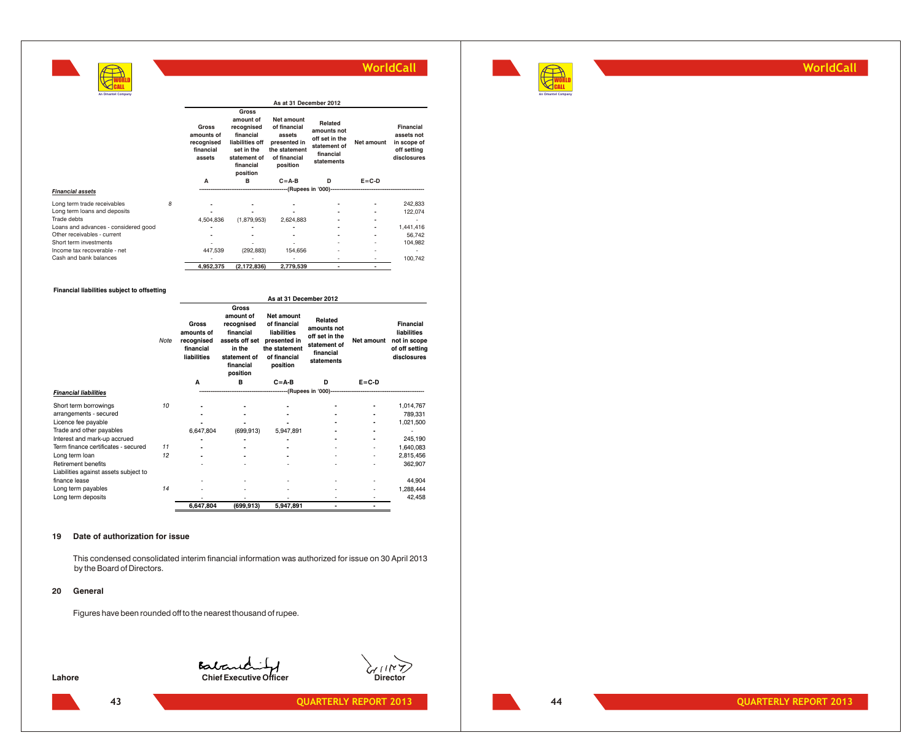| | Note | Gross amounts of recognised financial assets | Gross amount of recognised financial liabilities off set in the statement of financial position | Net amount of financial assets presented in the statement of financial position | Related amounts not off set in the statement of financial statements | Net amount | Financial assets not in scope of off setting disclosures |
|---|---|---|---|---|---|---|---|
| | | As at 31 December 2012 | | | | | |
| | | A | B | C=A-B | D | E=C-D | |
| ***Financial assets*** | | (Rupees in '000) | | | | | |
| Long term trade receivables | 8 | - | - | - | - | - | 242,833 |
| Long term loans and deposits | | - | - | - | - | - | 122,074 |
| Trade debts | | 4,504,836 | (1,879,953) | 2,624,883 | - | - | - |
| Loans and advances - considered good | | - | - | - | - | - | 1,441,416 |
| Other receivables - current | | - | - | - | - | - | 56,742 |
| Short term investments | | - | - | - | - | - | 104,982 |
| Income tax recoverable - net | | 447,539 | (292,883) | 154,656 | - | - | - |
| Cash and bank balances | | - | - | - | - | - | 100,742 |
| | | **4,952,375** | **(2,172,836)** | **2,779,539** | **-** | **-** | |

**Financial liabilities subject to offsetting**

| | Note | Gross amounts of recognised financial liabilities | Gross amount of recognised financial assets off set in the statement of financial position | Net amount of financial liabilities presented in the statement of financial position | Related amounts not off set in the statement of financial statements | Net amount | Financial liabilities not in scope of off setting disclosures |
|---|---|---|---|---|---|---|---|
| | | As at 31 December 2012 | | | | | |
| | | A | B | C=A-B | D | E=C-D | |
| ***Financial liabilities*** | | (Rupees in '000) | | | | | |
| Short term borrowings | 10 | - | - | - | - | - | 1,014,767 |
| arrangements - secured | | - | - | - | - | - | 789,331 |
| Licence fee payable | | - | - | - | - | - | 1,021,500 |
| Trade and other payables | | 6,647,804 | (699,913) | 5,947,891 | - | - | - |
| Interest and mark-up accrued | | - | - | - | - | - | 245,190 |
| Term finance certificates - secured | 11 | - | - | - | - | - | 1,640,083 |
| Long term loan | 12 | - | - | - | - | - | 2,815,456 |
| Retirement benefits | | - | - | - | - | - | 362,907 |
| Liabilities against assets subject to finance lease | | - | - | - | - | - | 44,904 |
| Long term payables | 14 | - | - | - | - | - | 1,288,444 |
| Long term deposits | | - | - | - | - | - | 42,458 |
| | | **6,647,804** | **(699,913)** | **5,947,891** | **-** | **-** | |

## 19 Date of authorization for issue

This condensed consolidated interim financial information was authorized for issue on 30 April 2013 by the Board of Directors.

## 20 General

Figures have been rounded off to the nearest thousand of rupee.

Lahore

Chief Executive Officer

Director